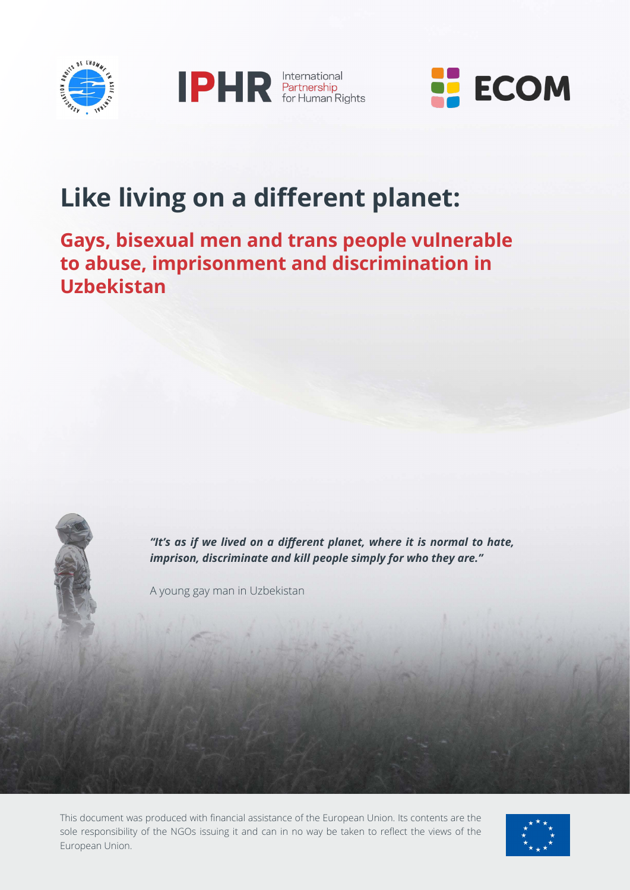# Like living on a different planet:

## Gays, bisexual men and trans people vulnerable to abuse, imprisonment and discrimination in Uzbekistan

***"It's as if we lived on a different planet, where it is normal to hate, imprison, discriminate and kill people simply for who they are."***

A young gay man in Uzbekistan

This document was produced with financial assistance of the European Union. Its contents are the sole responsibility of the NGOs issuing it and can in no way be taken to reflect the views of the European Union.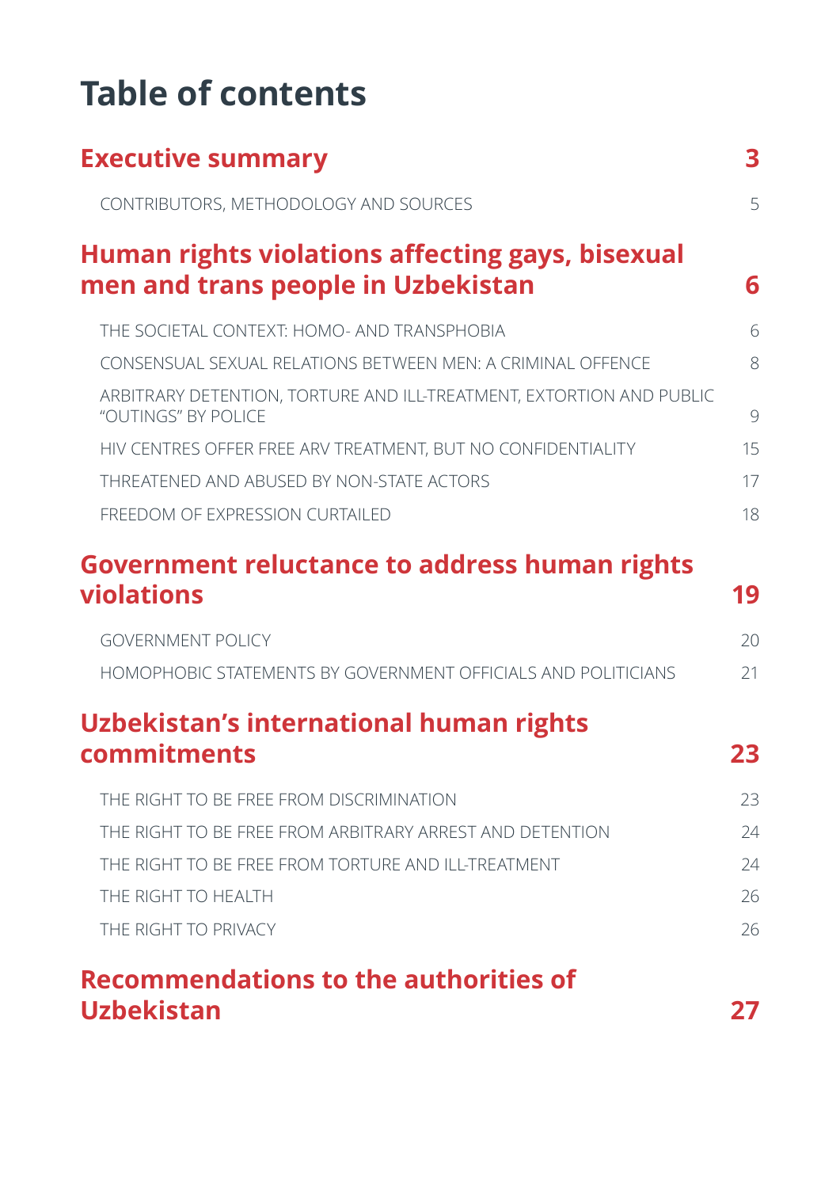# Table of contents

| | |
|---|---|
| **Executive summary** | **3** |
| CONTRIBUTORS, METHODOLOGY AND SOURCES | 5 |
| **Human rights violations affecting gays, bisexual men and trans people in Uzbekistan** | **6** |
| THE SOCIETAL CONTEXT: HOMO- AND TRANSPHOBIA | 6 |
| CONSENSUAL SEXUAL RELATIONS BETWEEN MEN: A CRIMINAL OFFENCE | 8 |
| ARBITRARY DETENTION, TORTURE AND ILL-TREATMENT, EXTORTION AND PUBLIC "OUTINGS" BY POLICE | 9 |
| HIV CENTRES OFFER FREE ARV TREATMENT, BUT NO CONFIDENTIALITY | 15 |
| THREATENED AND ABUSED BY NON-STATE ACTORS | 17 |
| FREEDOM OF EXPRESSION CURTAILED | 18 |
| **Government reluctance to address human rights violations** | **19** |
| GOVERNMENT POLICY | 20 |
| HOMOPHOBIC STATEMENTS BY GOVERNMENT OFFICIALS AND POLITICIANS | 21 |
| **Uzbekistan's international human rights commitments** | **23** |
| THE RIGHT TO BE FREE FROM DISCRIMINATION | 23 |
| THE RIGHT TO BE FREE FROM ARBITRARY ARREST AND DETENTION | 24 |
| THE RIGHT TO BE FREE FROM TORTURE AND ILL-TREATMENT | 24 |
| THE RIGHT TO HEALTH | 26 |
| THE RIGHT TO PRIVACY | 26 |
| **Recommendations to the authorities of Uzbekistan** | **27** |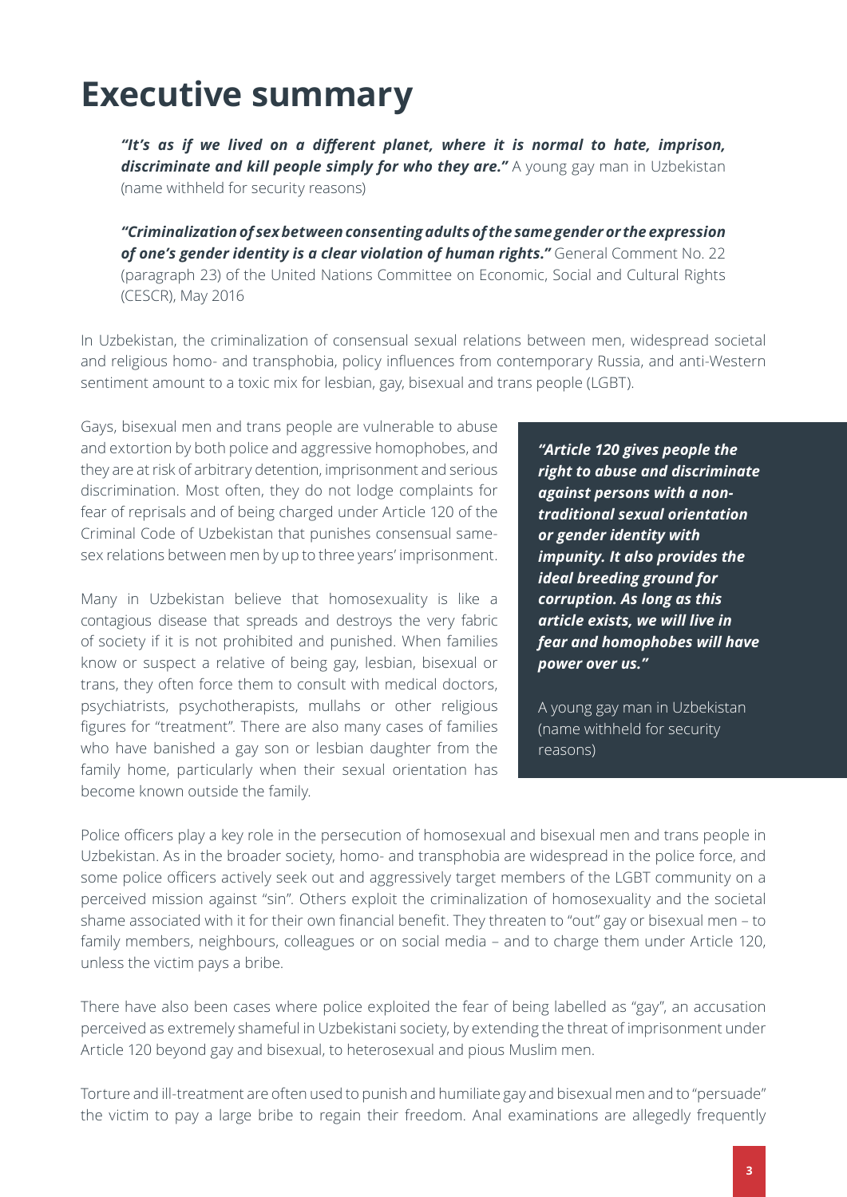# Executive summary

> ***"It's as if we lived on a different planet, where it is normal to hate, imprison, discriminate and kill people simply for who they are."*** A young gay man in Uzbekistan (name withheld for security reasons)

> ***"Criminalization of sex between consenting adults of the same gender or the expression of one's gender identity is a clear violation of human rights."*** General Comment No. 22 (paragraph 23) of the United Nations Committee on Economic, Social and Cultural Rights (CESCR), May 2016

In Uzbekistan, the criminalization of consensual sexual relations between men, widespread societal and religious homo- and transphobia, policy influences from contemporary Russia, and anti-Western sentiment amount to a toxic mix for lesbian, gay, bisexual and trans people (LGBT).

Gays, bisexual men and trans people are vulnerable to abuse and extortion by both police and aggressive homophobes, and they are at risk of arbitrary detention, imprisonment and serious discrimination. Most often, they do not lodge complaints for fear of reprisals and of being charged under Article 120 of the Criminal Code of Uzbekistan that punishes consensual same-sex relations between men by up to three years' imprisonment.

Many in Uzbekistan believe that homosexuality is like a contagious disease that spreads and destroys the very fabric of society if it is not prohibited and punished. When families know or suspect a relative of being gay, lesbian, bisexual or trans, they often force them to consult with medical doctors, psychiatrists, psychotherapists, mullahs or other religious figures for "treatment". There are also many cases of families who have banished a gay son or lesbian daughter from the family home, particularly when their sexual orientation has become known outside the family.

> ***"Article 120 gives people the right to abuse and discriminate against persons with a non-traditional sexual orientation or gender identity with impunity. It also provides the ideal breeding ground for corruption. As long as this article exists, we will live in fear and homophobes will have power over us."***
>
> A young gay man in Uzbekistan (name withheld for security reasons)

Police officers play a key role in the persecution of homosexual and bisexual men and trans people in Uzbekistan. As in the broader society, homo- and transphobia are widespread in the police force, and some police officers actively seek out and aggressively target members of the LGBT community on a perceived mission against "sin". Others exploit the criminalization of homosexuality and the societal shame associated with it for their own financial benefit. They threaten to "out" gay or bisexual men – to family members, neighbours, colleagues or on social media – and to charge them under Article 120, unless the victim pays a bribe.

There have also been cases where police exploited the fear of being labelled as "gay", an accusation perceived as extremely shameful in Uzbekistani society, by extending the threat of imprisonment under Article 120 beyond gay and bisexual, to heterosexual and pious Muslim men.

Torture and ill-treatment are often used to punish and humiliate gay and bisexual men and to "persuade" the victim to pay a large bribe to regain their freedom. Anal examinations are allegedly frequently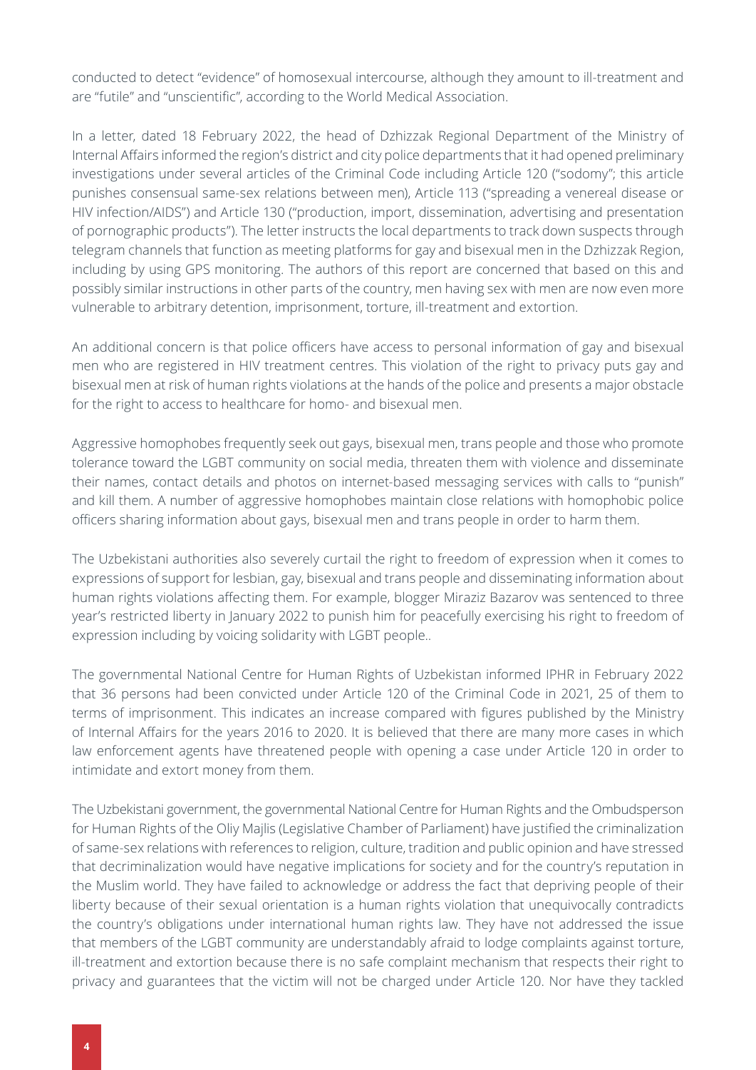conducted to detect "evidence" of homosexual intercourse, although they amount to ill-treatment and are "futile" and "unscientific", according to the World Medical Association.

In a letter, dated 18 February 2022, the head of Dzhizzak Regional Department of the Ministry of Internal Affairs informed the region's district and city police departments that it had opened preliminary investigations under several articles of the Criminal Code including Article 120 ("sodomy"; this article punishes consensual same-sex relations between men), Article 113 ("spreading a venereal disease or HIV infection/AIDS") and Article 130 ("production, import, dissemination, advertising and presentation of pornographic products"). The letter instructs the local departments to track down suspects through telegram channels that function as meeting platforms for gay and bisexual men in the Dzhizzak Region, including by using GPS monitoring. The authors of this report are concerned that based on this and possibly similar instructions in other parts of the country, men having sex with men are now even more vulnerable to arbitrary detention, imprisonment, torture, ill-treatment and extortion.

An additional concern is that police officers have access to personal information of gay and bisexual men who are registered in HIV treatment centres. This violation of the right to privacy puts gay and bisexual men at risk of human rights violations at the hands of the police and presents a major obstacle for the right to access to healthcare for homo- and bisexual men.

Aggressive homophobes frequently seek out gays, bisexual men, trans people and those who promote tolerance toward the LGBT community on social media, threaten them with violence and disseminate their names, contact details and photos on internet-based messaging services with calls to "punish" and kill them. A number of aggressive homophobes maintain close relations with homophobic police officers sharing information about gays, bisexual men and trans people in order to harm them.

The Uzbekistani authorities also severely curtail the right to freedom of expression when it comes to expressions of support for lesbian, gay, bisexual and trans people and disseminating information about human rights violations affecting them. For example, blogger Miraziz Bazarov was sentenced to three year's restricted liberty in January 2022 to punish him for peacefully exercising his right to freedom of expression including by voicing solidarity with LGBT people..

The governmental National Centre for Human Rights of Uzbekistan informed IPHR in February 2022 that 36 persons had been convicted under Article 120 of the Criminal Code in 2021, 25 of them to terms of imprisonment. This indicates an increase compared with figures published by the Ministry of Internal Affairs for the years 2016 to 2020. It is believed that there are many more cases in which law enforcement agents have threatened people with opening a case under Article 120 in order to intimidate and extort money from them.

The Uzbekistani government, the governmental National Centre for Human Rights and the Ombudsperson for Human Rights of the Oliy Majlis (Legislative Chamber of Parliament) have justified the criminalization of same-sex relations with references to religion, culture, tradition and public opinion and have stressed that decriminalization would have negative implications for society and for the country's reputation in the Muslim world. They have failed to acknowledge or address the fact that depriving people of their liberty because of their sexual orientation is a human rights violation that unequivocally contradicts the country's obligations under international human rights law. They have not addressed the issue that members of the LGBT community are understandably afraid to lodge complaints against torture, ill-treatment and extortion because there is no safe complaint mechanism that respects their right to privacy and guarantees that the victim will not be charged under Article 120. Nor have they tackled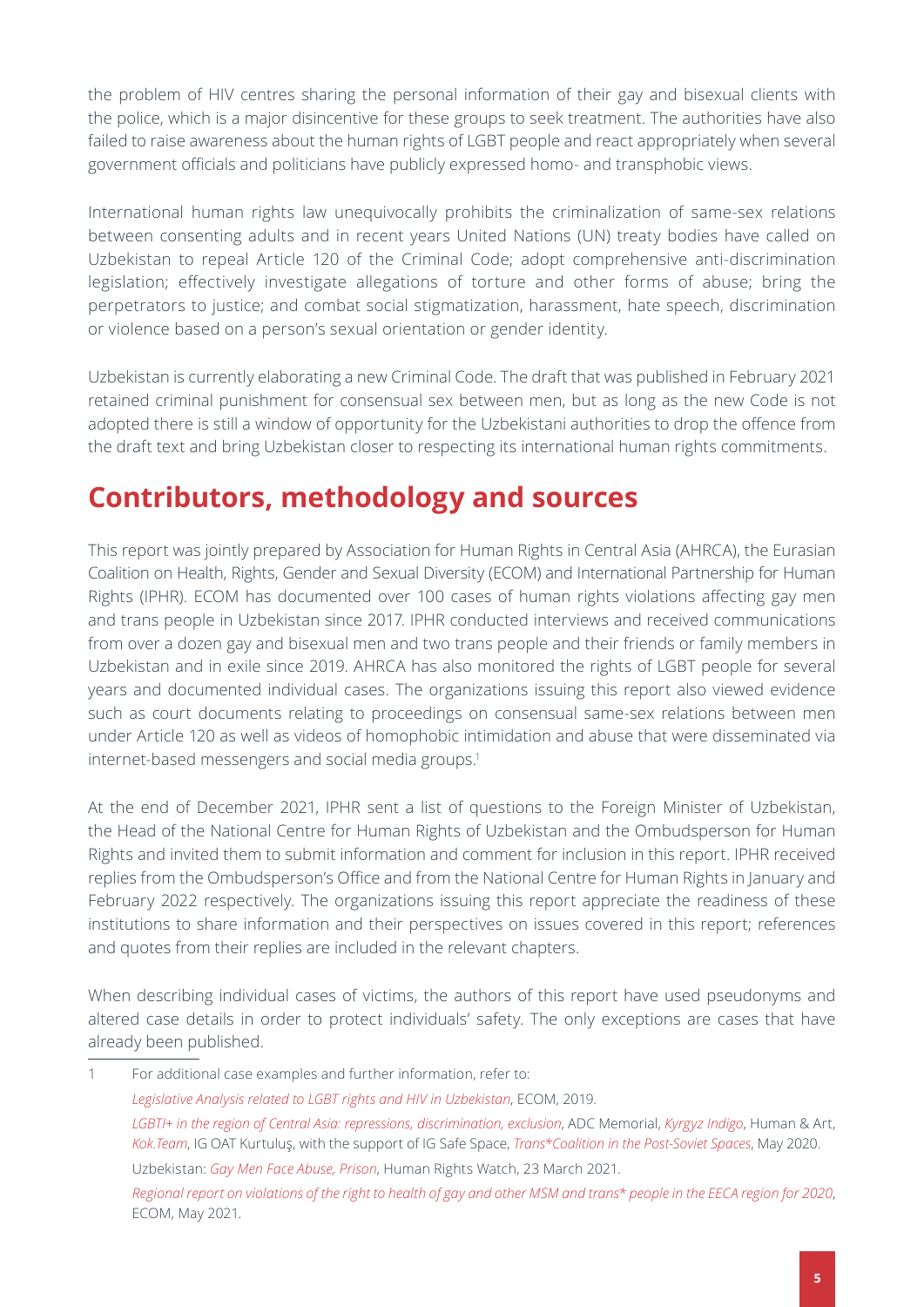the problem of HIV centres sharing the personal information of their gay and bisexual clients with the police, which is a major disincentive for these groups to seek treatment. The authorities have also failed to raise awareness about the human rights of LGBT people and react appropriately when several government officials and politicians have publicly expressed homo- and transphobic views.

International human rights law unequivocally prohibits the criminalization of same-sex relations between consenting adults and in recent years United Nations (UN) treaty bodies have called on Uzbekistan to repeal Article 120 of the Criminal Code; adopt comprehensive anti-discrimination legislation; effectively investigate allegations of torture and other forms of abuse; bring the perpetrators to justice; and combat social stigmatization, harassment, hate speech, discrimination or violence based on a person's sexual orientation or gender identity.

Uzbekistan is currently elaborating a new Criminal Code. The draft that was published in February 2021 retained criminal punishment for consensual sex between men, but as long as the new Code is not adopted there is still a window of opportunity for the Uzbekistani authorities to drop the offence from the draft text and bring Uzbekistan closer to respecting its international human rights commitments.

## Contributors, methodology and sources

This report was jointly prepared by Association for Human Rights in Central Asia (AHRCA), the Eurasian Coalition on Health, Rights, Gender and Sexual Diversity (ECOM) and International Partnership for Human Rights (IPHR). ECOM has documented over 100 cases of human rights violations affecting gay men and trans people in Uzbekistan since 2017. IPHR conducted interviews and received communications from over a dozen gay and bisexual men and two trans people and their friends or family members in Uzbekistan and in exile since 2019. AHRCA has also monitored the rights of LGBT people for several years and documented individual cases. The organizations issuing this report also viewed evidence such as court documents relating to proceedings on consensual same-sex relations between men under Article 120 as well as videos of homophobic intimidation and abuse that were disseminated via internet-based messengers and social media groups.[1]

At the end of December 2021, IPHR sent a list of questions to the Foreign Minister of Uzbekistan, the Head of the National Centre for Human Rights of Uzbekistan and the Ombudsperson for Human Rights and invited them to submit information and comment for inclusion in this report. IPHR received replies from the Ombudsperson's Office and from the National Centre for Human Rights in January and February 2022 respectively. The organizations issuing this report appreciate the readiness of these institutions to share information and their perspectives on issues covered in this report; references and quotes from their replies are included in the relevant chapters.

When describing individual cases of victims, the authors of this report have used pseudonyms and altered case details in order to protect individuals' safety. The only exceptions are cases that have already been published.

---

1 For additional case examples and further information, refer to:

*Legislative Analysis related to LGBT rights and HIV in Uzbekistan*, ECOM, 2019.

*LGBTI+ in the region of Central Asia: repressions, discrimination, exclusion*, ADC Memorial, *Kyrgyz Indigo*, Human & Art, *Kok.Team*, IG OAT Kurtuluş, with the support of IG Safe Space, *Trans*Coalition in the Post-Soviet Spaces*, May 2020.

Uzbekistan: *Gay Men Face Abuse, Prison*, Human Rights Watch, 23 March 2021.

*Regional report on violations of the right to health of gay and other MSM and trans* people in the EECA region for 2020*, ECOM, May 2021.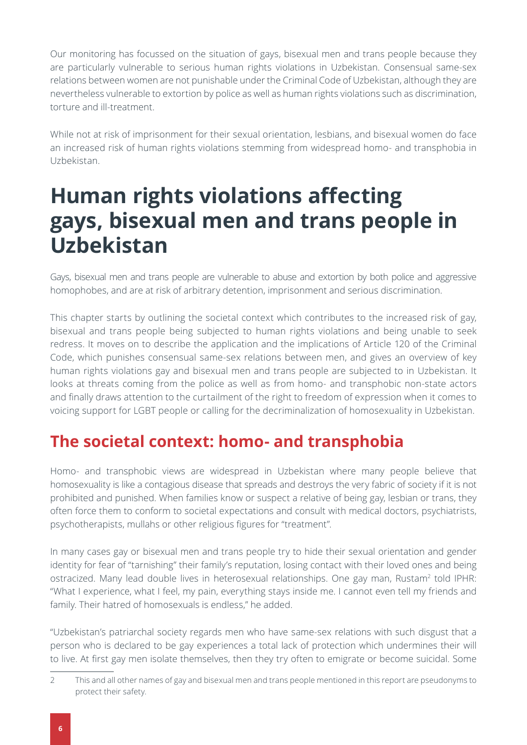Our monitoring has focussed on the situation of gays, bisexual men and trans people because they are particularly vulnerable to serious human rights violations in Uzbekistan. Consensual same-sex relations between women are not punishable under the Criminal Code of Uzbekistan, although they are nevertheless vulnerable to extortion by police as well as human rights violations such as discrimination, torture and ill-treatment.

While not at risk of imprisonment for their sexual orientation, lesbians, and bisexual women do face an increased risk of human rights violations stemming from widespread homo- and transphobia in Uzbekistan.

# Human rights violations affecting gays, bisexual men and trans people in Uzbekistan

Gays, bisexual men and trans people are vulnerable to abuse and extortion by both police and aggressive homophobes, and are at risk of arbitrary detention, imprisonment and serious discrimination.

This chapter starts by outlining the societal context which contributes to the increased risk of gay, bisexual and trans people being subjected to human rights violations and being unable to seek redress. It moves on to describe the application and the implications of Article 120 of the Criminal Code, which punishes consensual same-sex relations between men, and gives an overview of key human rights violations gay and bisexual men and trans people are subjected to in Uzbekistan. It looks at threats coming from the police as well as from homo- and transphobic non-state actors and finally draws attention to the curtailment of the right to freedom of expression when it comes to voicing support for LGBT people or calling for the decriminalization of homosexuality in Uzbekistan.

## The societal context: homo- and transphobia

Homo- and transphobic views are widespread in Uzbekistan where many people believe that homosexuality is like a contagious disease that spreads and destroys the very fabric of society if it is not prohibited and punished. When families know or suspect a relative of being gay, lesbian or trans, they often force them to conform to societal expectations and consult with medical doctors, psychiatrists, psychotherapists, mullahs or other religious figures for "treatment".

In many cases gay or bisexual men and trans people try to hide their sexual orientation and gender identity for fear of "tarnishing" their family's reputation, losing contact with their loved ones and being ostracized. Many lead double lives in heterosexual relationships. One gay man, Rustam[2] told IPHR: "What I experience, what I feel, my pain, everything stays inside me. I cannot even tell my friends and family. Their hatred of homosexuals is endless," he added.

"Uzbekistan's patriarchal society regards men who have same-sex relations with such disgust that a person who is declared to be gay experiences a total lack of protection which undermines their will to live. At first gay men isolate themselves, then they try often to emigrate or become suicidal. Some

[2] This and all other names of gay and bisexual men and trans people mentioned in this report are pseudonyms to protect their safety.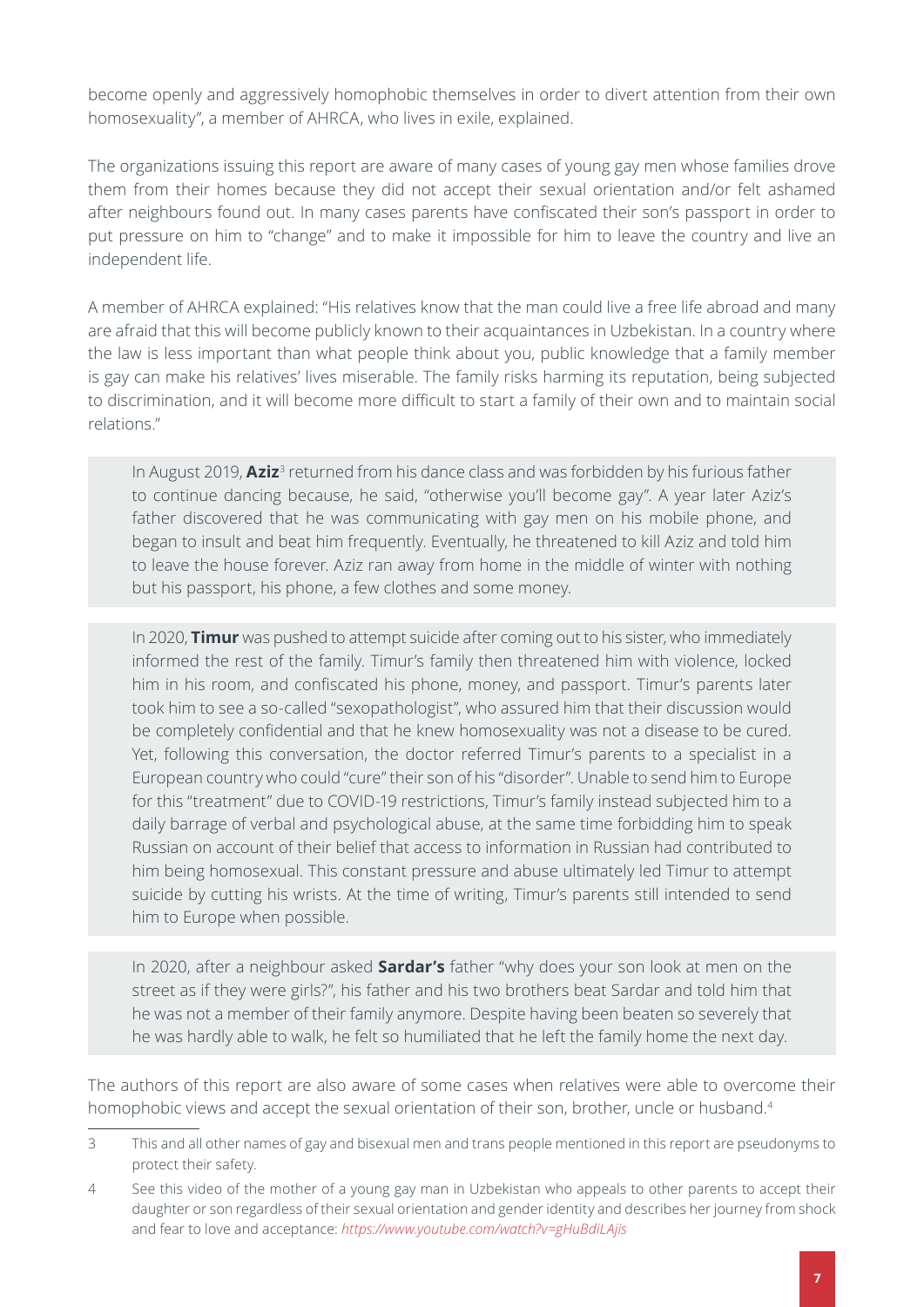become openly and aggressively homophobic themselves in order to divert attention from their own homosexuality", a member of AHRCA, who lives in exile, explained.

The organizations issuing this report are aware of many cases of young gay men whose families drove them from their homes because they did not accept their sexual orientation and/or felt ashamed after neighbours found out. In many cases parents have confiscated their son's passport in order to put pressure on him to "change" and to make it impossible for him to leave the country and live an independent life.

A member of AHRCA explained: "His relatives know that the man could live a free life abroad and many are afraid that this will become publicly known to their acquaintances in Uzbekistan. In a country where the law is less important than what people think about you, public knowledge that a family member is gay can make his relatives' lives miserable. The family risks harming its reputation, being subjected to discrimination, and it will become more difficult to start a family of their own and to maintain social relations."

> In August 2019, **Aziz**[3] returned from his dance class and was forbidden by his furious father to continue dancing because, he said, "otherwise you'll become gay". A year later Aziz's father discovered that he was communicating with gay men on his mobile phone, and began to insult and beat him frequently. Eventually, he threatened to kill Aziz and told him to leave the house forever. Aziz ran away from home in the middle of winter with nothing but his passport, his phone, a few clothes and some money.

> In 2020, **Timur** was pushed to attempt suicide after coming out to his sister, who immediately informed the rest of the family. Timur's family then threatened him with violence, locked him in his room, and confiscated his phone, money, and passport. Timur's parents later took him to see a so-called "sexopathologist", who assured him that their discussion would be completely confidential and that he knew homosexuality was not a disease to be cured. Yet, following this conversation, the doctor referred Timur's parents to a specialist in a European country who could "cure" their son of his "disorder". Unable to send him to Europe for this "treatment" due to COVID-19 restrictions, Timur's family instead subjected him to a daily barrage of verbal and psychological abuse, at the same time forbidding him to speak Russian on account of their belief that access to information in Russian had contributed to him being homosexual. This constant pressure and abuse ultimately led Timur to attempt suicide by cutting his wrists. At the time of writing, Timur's parents still intended to send him to Europe when possible.

> In 2020, after a neighbour asked **Sardar's** father "why does your son look at men on the street as if they were girls?", his father and his two brothers beat Sardar and told him that he was not a member of their family anymore. Despite having been beaten so severely that he was hardly able to walk, he felt so humiliated that he left the family home the next day.

The authors of this report are also aware of some cases when relatives were able to overcome their homophobic views and accept the sexual orientation of their son, brother, uncle or husband.[4]

---

3 This and all other names of gay and bisexual men and trans people mentioned in this report are pseudonyms to protect their safety.

4 See this video of the mother of a young gay man in Uzbekistan who appeals to other parents to accept their daughter or son regardless of their sexual orientation and gender identity and describes her journey from shock and fear to love and acceptance: *https://www.youtube.com/watch?v=gHuBdiLAjis*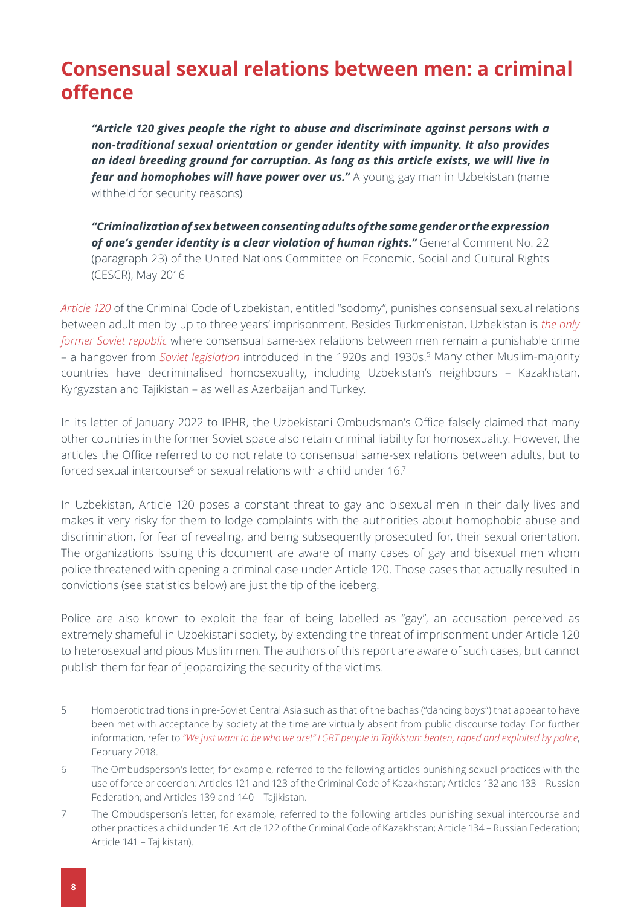## Consensual sexual relations between men: a criminal offence

> ***"Article 120 gives people the right to abuse and discriminate against persons with a non-traditional sexual orientation or gender identity with impunity. It also provides an ideal breeding ground for corruption. As long as this article exists, we will live in fear and homophobes will have power over us."*** A young gay man in Uzbekistan (name withheld for security reasons)

> ***"Criminalization of sex between consenting adults of the same gender or the expression of one's gender identity is a clear violation of human rights."*** General Comment No. 22 (paragraph 23) of the United Nations Committee on Economic, Social and Cultural Rights (CESCR), May 2016

*Article 120* of the Criminal Code of Uzbekistan, entitled "sodomy", punishes consensual sexual relations between adult men by up to three years' imprisonment. Besides Turkmenistan, Uzbekistan is *the only former Soviet republic* where consensual same-sex relations between men remain a punishable crime – a hangover from *Soviet legislation* introduced in the 1920s and 1930s.[5] Many other Muslim-majority countries have decriminalised homosexuality, including Uzbekistan's neighbours – Kazakhstan, Kyrgyzstan and Tajikistan – as well as Azerbaijan and Turkey.

In its letter of January 2022 to IPHR, the Uzbekistani Ombudsman's Office falsely claimed that many other countries in the former Soviet space also retain criminal liability for homosexuality. However, the articles the Office referred to do not relate to consensual same-sex relations between adults, but to forced sexual intercourse[6] or sexual relations with a child under 16.[7]

In Uzbekistan, Article 120 poses a constant threat to gay and bisexual men in their daily lives and makes it very risky for them to lodge complaints with the authorities about homophobic abuse and discrimination, for fear of revealing, and being subsequently prosecuted for, their sexual orientation. The organizations issuing this document are aware of many cases of gay and bisexual men whom police threatened with opening a criminal case under Article 120. Those cases that actually resulted in convictions (see statistics below) are just the tip of the iceberg.

Police are also known to exploit the fear of being labelled as "gay", an accusation perceived as extremely shameful in Uzbekistani society, by extending the threat of imprisonment under Article 120 to heterosexual and pious Muslim men. The authors of this report are aware of such cases, but cannot publish them for fear of jeopardizing the security of the victims.

---

5 Homoerotic traditions in pre-Soviet Central Asia such as that of the bachas ("dancing boys") that appear to have been met with acceptance by society at the time are virtually absent from public discourse today. For further information, refer to *"We just want to be who we are!" LGBT people in Tajikistan: beaten, raped and exploited by police*, February 2018.

6 The Ombudsperson's letter, for example, referred to the following articles punishing sexual practices with the use of force or coercion: Articles 121 and 123 of the Criminal Code of Kazakhstan; Articles 132 and 133 – Russian Federation; and Articles 139 and 140 – Tajikistan.

7 The Ombudsperson's letter, for example, referred to the following articles punishing sexual intercourse and other practices a child under 16: Article 122 of the Criminal Code of Kazakhstan; Article 134 – Russian Federation; Article 141 – Tajikistan).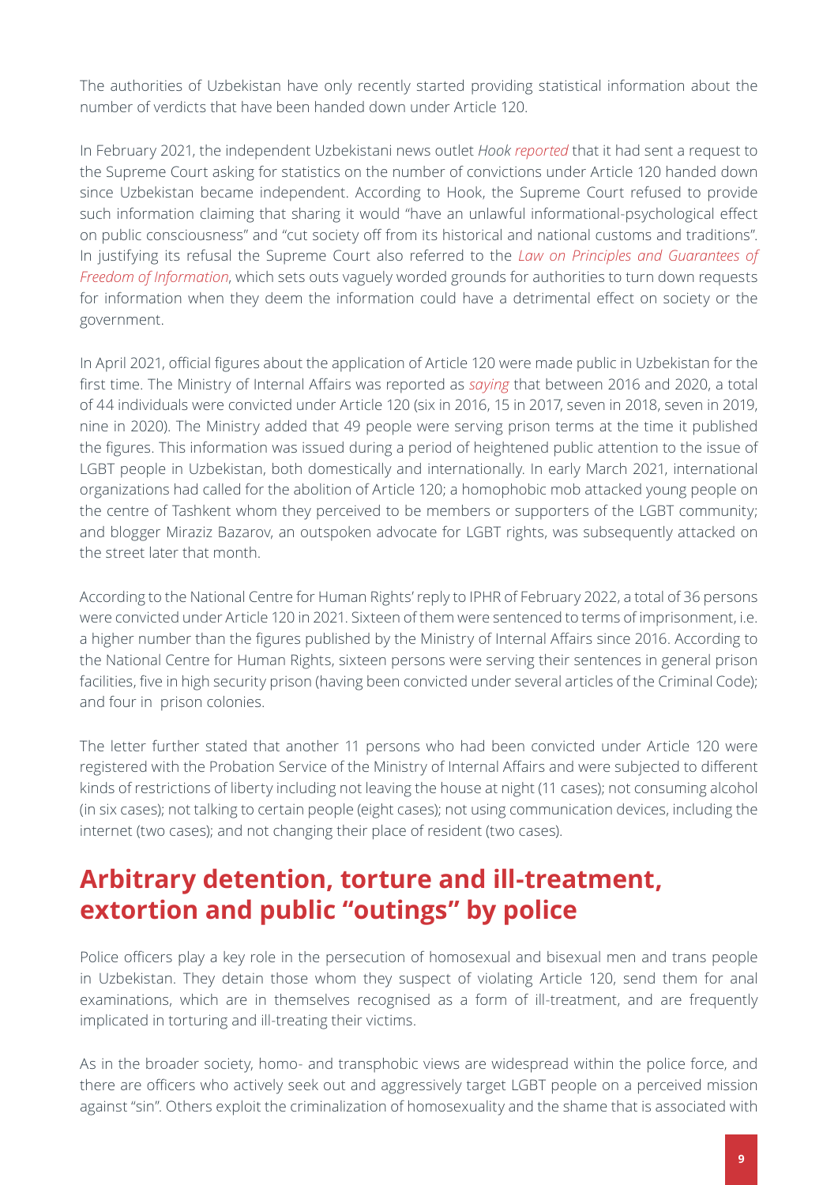The authorities of Uzbekistan have only recently started providing statistical information about the number of verdicts that have been handed down under Article 120.

In February 2021, the independent Uzbekistani news outlet *Hook* reported that it had sent a request to the Supreme Court asking for statistics on the number of convictions under Article 120 handed down since Uzbekistan became independent. According to Hook, the Supreme Court refused to provide such information claiming that sharing it would "have an unlawful informational-psychological effect on public consciousness" and "cut society off from its historical and national customs and traditions". In justifying its refusal the Supreme Court also referred to the *Law on Principles and Guarantees of Freedom of Information*, which sets outs vaguely worded grounds for authorities to turn down requests for information when they deem the information could have a detrimental effect on society or the government.

In April 2021, official figures about the application of Article 120 were made public in Uzbekistan for the first time. The Ministry of Internal Affairs was reported as *saying* that between 2016 and 2020, a total of 44 individuals were convicted under Article 120 (six in 2016, 15 in 2017, seven in 2018, seven in 2019, nine in 2020). The Ministry added that 49 people were serving prison terms at the time it published the figures. This information was issued during a period of heightened public attention to the issue of LGBT people in Uzbekistan, both domestically and internationally. In early March 2021, international organizations had called for the abolition of Article 120; a homophobic mob attacked young people on the centre of Tashkent whom they perceived to be members or supporters of the LGBT community; and blogger Miraziz Bazarov, an outspoken advocate for LGBT rights, was subsequently attacked on the street later that month.

According to the National Centre for Human Rights' reply to IPHR of February 2022, a total of 36 persons were convicted under Article 120 in 2021. Sixteen of them were sentenced to terms of imprisonment, i.e. a higher number than the figures published by the Ministry of Internal Affairs since 2016. According to the National Centre for Human Rights, sixteen persons were serving their sentences in general prison facilities, five in high security prison (having been convicted under several articles of the Criminal Code); and four in prison colonies.

The letter further stated that another 11 persons who had been convicted under Article 120 were registered with the Probation Service of the Ministry of Internal Affairs and were subjected to different kinds of restrictions of liberty including not leaving the house at night (11 cases); not consuming alcohol (in six cases); not talking to certain people (eight cases); not using communication devices, including the internet (two cases); and not changing their place of resident (two cases).

## Arbitrary detention, torture and ill-treatment, extortion and public "outings" by police

Police officers play a key role in the persecution of homosexual and bisexual men and trans people in Uzbekistan. They detain those whom they suspect of violating Article 120, send them for anal examinations, which are in themselves recognised as a form of ill-treatment, and are frequently implicated in torturing and ill-treating their victims.

As in the broader society, homo- and transphobic views are widespread within the police force, and there are officers who actively seek out and aggressively target LGBT people on a perceived mission against "sin". Others exploit the criminalization of homosexuality and the shame that is associated with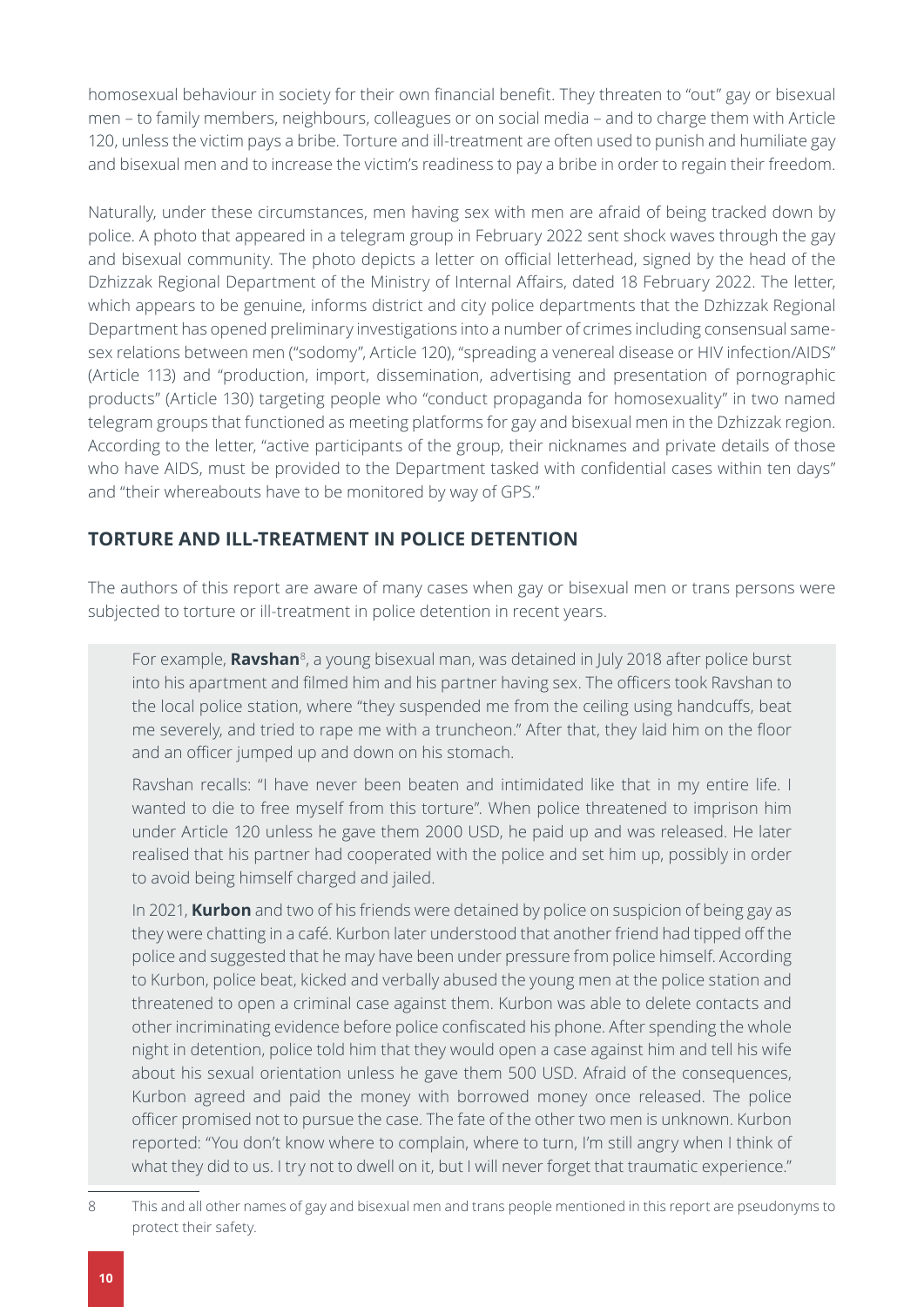homosexual behaviour in society for their own financial benefit. They threaten to "out" gay or bisexual men – to family members, neighbours, colleagues or on social media – and to charge them with Article 120, unless the victim pays a bribe. Torture and ill-treatment are often used to punish and humiliate gay and bisexual men and to increase the victim's readiness to pay a bribe in order to regain their freedom.

Naturally, under these circumstances, men having sex with men are afraid of being tracked down by police. A photo that appeared in a telegram group in February 2022 sent shock waves through the gay and bisexual community. The photo depicts a letter on official letterhead, signed by the head of the Dzhizzak Regional Department of the Ministry of Internal Affairs, dated 18 February 2022. The letter, which appears to be genuine, informs district and city police departments that the Dzhizzak Regional Department has opened preliminary investigations into a number of crimes including consensual same-sex relations between men ("sodomy", Article 120), "spreading a venereal disease or HIV infection/AIDS" (Article 113) and "production, import, dissemination, advertising and presentation of pornographic products" (Article 130) targeting people who "conduct propaganda for homosexuality" in two named telegram groups that functioned as meeting platforms for gay and bisexual men in the Dzhizzak region. According to the letter, "active participants of the group, their nicknames and private details of those who have AIDS, must be provided to the Department tasked with confidential cases within ten days" and "their whereabouts have to be monitored by way of GPS."

## TORTURE AND ILL-TREATMENT IN POLICE DETENTION

The authors of this report are aware of many cases when gay or bisexual men or trans persons were subjected to torture or ill-treatment in police detention in recent years.

> For example, **Ravshan**[8], a young bisexual man, was detained in July 2018 after police burst into his apartment and filmed him and his partner having sex. The officers took Ravshan to the local police station, where "they suspended me from the ceiling using handcuffs, beat me severely, and tried to rape me with a truncheon." After that, they laid him on the floor and an officer jumped up and down on his stomach.
>
> Ravshan recalls: "I have never been beaten and intimidated like that in my entire life. I wanted to die to free myself from this torture". When police threatened to imprison him under Article 120 unless he gave them 2000 USD, he paid up and was released. He later realised that his partner had cooperated with the police and set him up, possibly in order to avoid being himself charged and jailed.
>
> In 2021, **Kurbon** and two of his friends were detained by police on suspicion of being gay as they were chatting in a café. Kurbon later understood that another friend had tipped off the police and suggested that he may have been under pressure from police himself. According to Kurbon, police beat, kicked and verbally abused the young men at the police station and threatened to open a criminal case against them. Kurbon was able to delete contacts and other incriminating evidence before police confiscated his phone. After spending the whole night in detention, police told him that they would open a case against him and tell his wife about his sexual orientation unless he gave them 500 USD. Afraid of the consequences, Kurbon agreed and paid the money with borrowed money once released. The police officer promised not to pursue the case. The fate of the other two men is unknown. Kurbon reported: "You don't know where to complain, where to turn, I'm still angry when I think of what they did to us. I try not to dwell on it, but I will never forget that traumatic experience."

8 This and all other names of gay and bisexual men and trans people mentioned in this report are pseudonyms to protect their safety.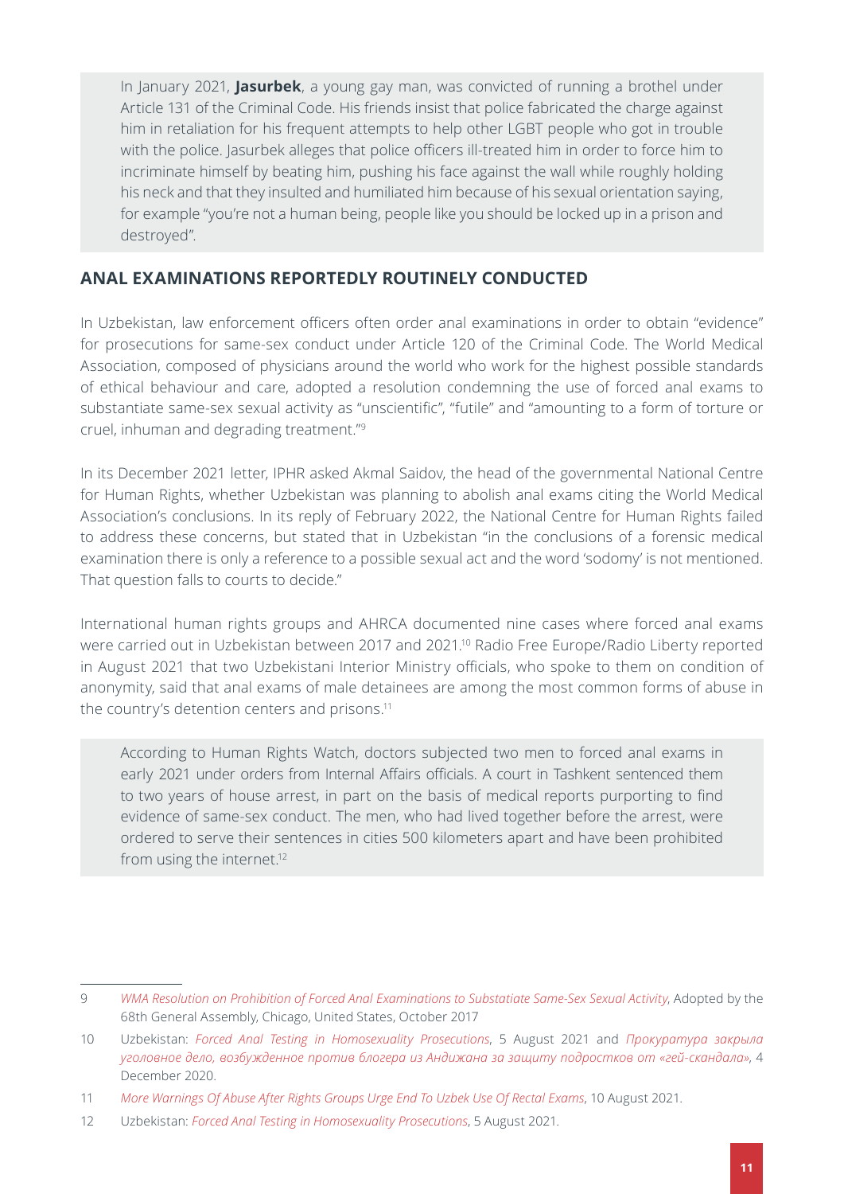In January 2021, **Jasurbek**, a young gay man, was convicted of running a brothel under Article 131 of the Criminal Code. His friends insist that police fabricated the charge against him in retaliation for his frequent attempts to help other LGBT people who got in trouble with the police. Jasurbek alleges that police officers ill-treated him in order to force him to incriminate himself by beating him, pushing his face against the wall while roughly holding his neck and that they insulted and humiliated him because of his sexual orientation saying, for example "you're not a human being, people like you should be locked up in a prison and destroyed".

## ANAL EXAMINATIONS REPORTEDLY ROUTINELY CONDUCTED

In Uzbekistan, law enforcement officers often order anal examinations in order to obtain "evidence" for prosecutions for same-sex conduct under Article 120 of the Criminal Code. The World Medical Association, composed of physicians around the world who work for the highest possible standards of ethical behaviour and care, adopted a resolution condemning the use of forced anal exams to substantiate same-sex sexual activity as "unscientific", "futile" and "amounting to a form of torture or cruel, inhuman and degrading treatment."[9]

In its December 2021 letter, IPHR asked Akmal Saidov, the head of the governmental National Centre for Human Rights, whether Uzbekistan was planning to abolish anal exams citing the World Medical Association's conclusions. In its reply of February 2022, the National Centre for Human Rights failed to address these concerns, but stated that in Uzbekistan "in the conclusions of a forensic medical examination there is only a reference to a possible sexual act and the word 'sodomy' is not mentioned. That question falls to courts to decide."

International human rights groups and AHRCA documented nine cases where forced anal exams were carried out in Uzbekistan between 2017 and 2021.[10] Radio Free Europe/Radio Liberty reported in August 2021 that two Uzbekistani Interior Ministry officials, who spoke to them on condition of anonymity, said that anal exams of male detainees are among the most common forms of abuse in the country's detention centers and prisons.[11]

According to Human Rights Watch, doctors subjected two men to forced anal exams in early 2021 under orders from Internal Affairs officials. A court in Tashkent sentenced them to two years of house arrest, in part on the basis of medical reports purporting to find evidence of same-sex conduct. The men, who had lived together before the arrest, were ordered to serve their sentences in cities 500 kilometers apart and have been prohibited from using the internet.[12]

---

9 *WMA Resolution on Prohibition of Forced Anal Examinations to Substatiate Same-Sex Sexual Activity*, Adopted by the 68th General Assembly, Chicago, United States, October 2017

10 Uzbekistan: *Forced Anal Testing in Homosexuality Prosecutions*, 5 August 2021 and *Прокуратура закрыла уголовное дело, возбужденное против блогера из Андижана за защиту подростков от «гей-скандала»*, 4 December 2020.

11 *More Warnings Of Abuse After Rights Groups Urge End To Uzbek Use Of Rectal Exams*, 10 August 2021.

12 Uzbekistan: *Forced Anal Testing in Homosexuality Prosecutions*, 5 August 2021.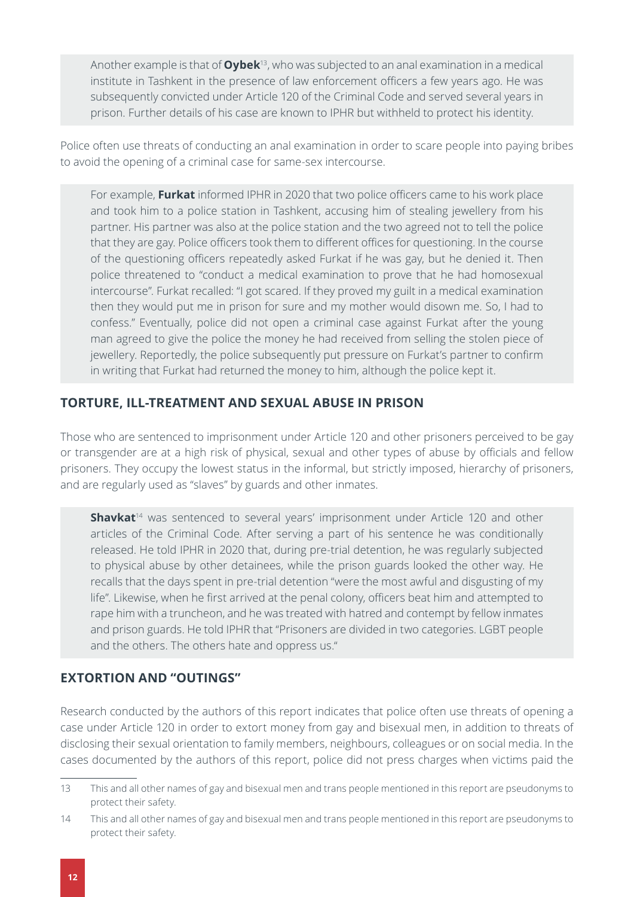Another example is that of **Oybek**[13], who was subjected to an anal examination in a medical institute in Tashkent in the presence of law enforcement officers a few years ago. He was subsequently convicted under Article 120 of the Criminal Code and served several years in prison. Further details of his case are known to IPHR but withheld to protect his identity.

Police often use threats of conducting an anal examination in order to scare people into paying bribes to avoid the opening of a criminal case for same-sex intercourse.

For example, **Furkat** informed IPHR in 2020 that two police officers came to his work place and took him to a police station in Tashkent, accusing him of stealing jewellery from his partner. His partner was also at the police station and the two agreed not to tell the police that they are gay. Police officers took them to different offices for questioning. In the course of the questioning officers repeatedly asked Furkat if he was gay, but he denied it. Then police threatened to "conduct a medical examination to prove that he had homosexual intercourse". Furkat recalled: "I got scared. If they proved my guilt in a medical examination then they would put me in prison for sure and my mother would disown me. So, I had to confess." Eventually, police did not open a criminal case against Furkat after the young man agreed to give the police the money he had received from selling the stolen piece of jewellery. Reportedly, the police subsequently put pressure on Furkat's partner to confirm in writing that Furkat had returned the money to him, although the police kept it.

## TORTURE, ILL-TREATMENT AND SEXUAL ABUSE IN PRISON

Those who are sentenced to imprisonment under Article 120 and other prisoners perceived to be gay or transgender are at a high risk of physical, sexual and other types of abuse by officials and fellow prisoners. They occupy the lowest status in the informal, but strictly imposed, hierarchy of prisoners, and are regularly used as "slaves" by guards and other inmates.

**Shavkat**[14] was sentenced to several years' imprisonment under Article 120 and other articles of the Criminal Code. After serving a part of his sentence he was conditionally released. He told IPHR in 2020 that, during pre-trial detention, he was regularly subjected to physical abuse by other detainees, while the prison guards looked the other way. He recalls that the days spent in pre-trial detention "were the most awful and disgusting of my life". Likewise, when he first arrived at the penal colony, officers beat him and attempted to rape him with a truncheon, and he was treated with hatred and contempt by fellow inmates and prison guards. He told IPHR that "Prisoners are divided in two categories. LGBT people and the others. The others hate and oppress us."

## EXTORTION AND "OUTINGS"

Research conducted by the authors of this report indicates that police often use threats of opening a case under Article 120 in order to extort money from gay and bisexual men, in addition to threats of disclosing their sexual orientation to family members, neighbours, colleagues or on social media. In the cases documented by the authors of this report, police did not press charges when victims paid the

---

13 This and all other names of gay and bisexual men and trans people mentioned in this report are pseudonyms to protect their safety.

14 This and all other names of gay and bisexual men and trans people mentioned in this report are pseudonyms to protect their safety.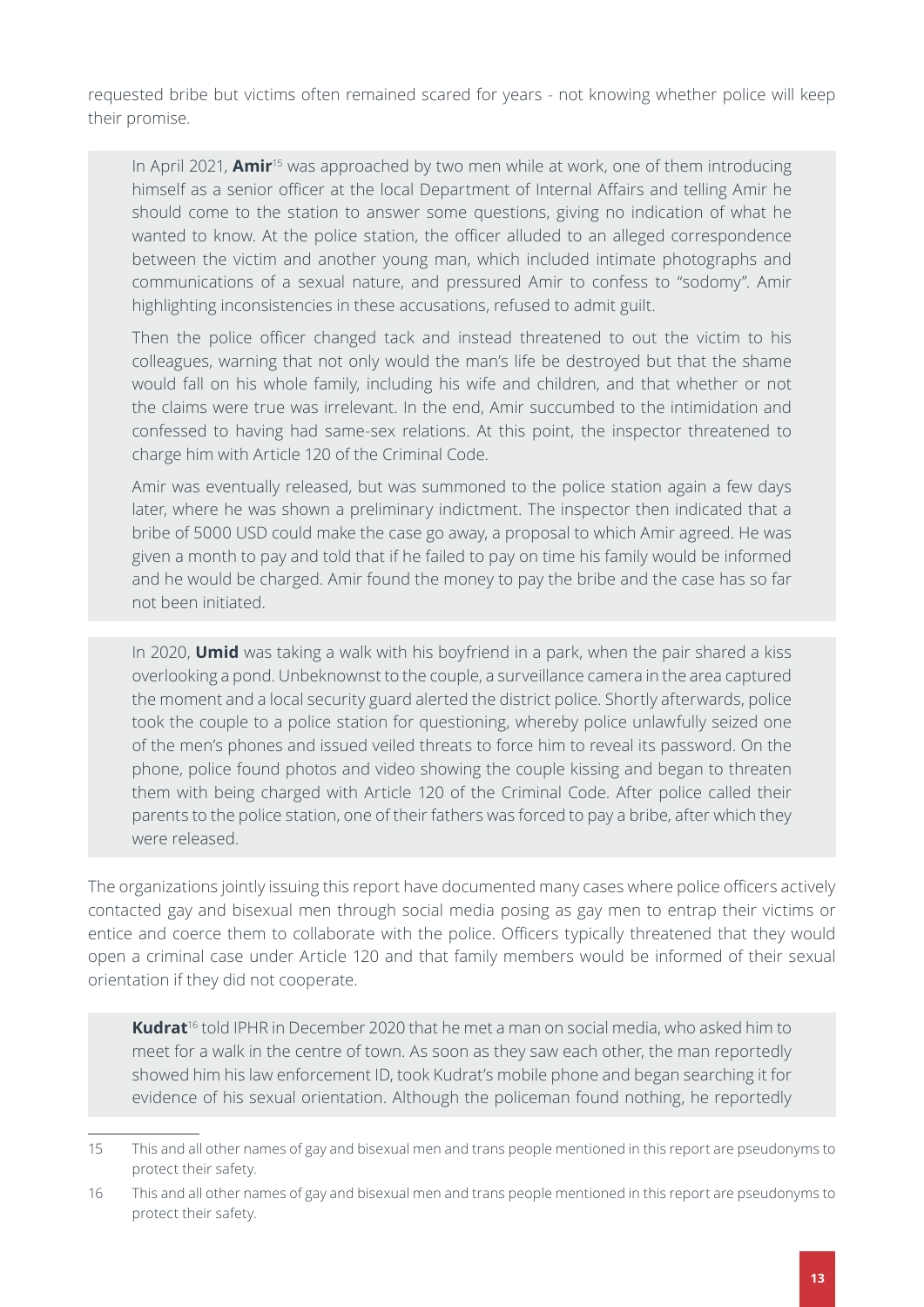requested bribe but victims often remained scared for years - not knowing whether police will keep their promise.

> In April 2021, **Amir**[15] was approached by two men while at work, one of them introducing himself as a senior officer at the local Department of Internal Affairs and telling Amir he should come to the station to answer some questions, giving no indication of what he wanted to know. At the police station, the officer alluded to an alleged correspondence between the victim and another young man, which included intimate photographs and communications of a sexual nature, and pressured Amir to confess to "sodomy". Amir highlighting inconsistencies in these accusations, refused to admit guilt.
>
> Then the police officer changed tack and instead threatened to out the victim to his colleagues, warning that not only would the man's life be destroyed but that the shame would fall on his whole family, including his wife and children, and that whether or not the claims were true was irrelevant. In the end, Amir succumbed to the intimidation and confessed to having had same-sex relations. At this point, the inspector threatened to charge him with Article 120 of the Criminal Code.
>
> Amir was eventually released, but was summoned to the police station again a few days later, where he was shown a preliminary indictment. The inspector then indicated that a bribe of 5000 USD could make the case go away, a proposal to which Amir agreed. He was given a month to pay and told that if he failed to pay on time his family would be informed and he would be charged. Amir found the money to pay the bribe and the case has so far not been initiated.

> In 2020, **Umid** was taking a walk with his boyfriend in a park, when the pair shared a kiss overlooking a pond. Unbeknownst to the couple, a surveillance camera in the area captured the moment and a local security guard alerted the district police. Shortly afterwards, police took the couple to a police station for questioning, whereby police unlawfully seized one of the men's phones and issued veiled threats to force him to reveal its password. On the phone, police found photos and video showing the couple kissing and began to threaten them with being charged with Article 120 of the Criminal Code. After police called their parents to the police station, one of their fathers was forced to pay a bribe, after which they were released.

The organizations jointly issuing this report have documented many cases where police officers actively contacted gay and bisexual men through social media posing as gay men to entrap their victims or entice and coerce them to collaborate with the police. Officers typically threatened that they would open a criminal case under Article 120 and that family members would be informed of their sexual orientation if they did not cooperate.

> **Kudrat**[16] told IPHR in December 2020 that he met a man on social media, who asked him to meet for a walk in the centre of town. As soon as they saw each other, the man reportedly showed him his law enforcement ID, took Kudrat's mobile phone and began searching it for evidence of his sexual orientation. Although the policeman found nothing, he reportedly

---

15 This and all other names of gay and bisexual men and trans people mentioned in this report are pseudonyms to protect their safety.

16 This and all other names of gay and bisexual men and trans people mentioned in this report are pseudonyms to protect their safety.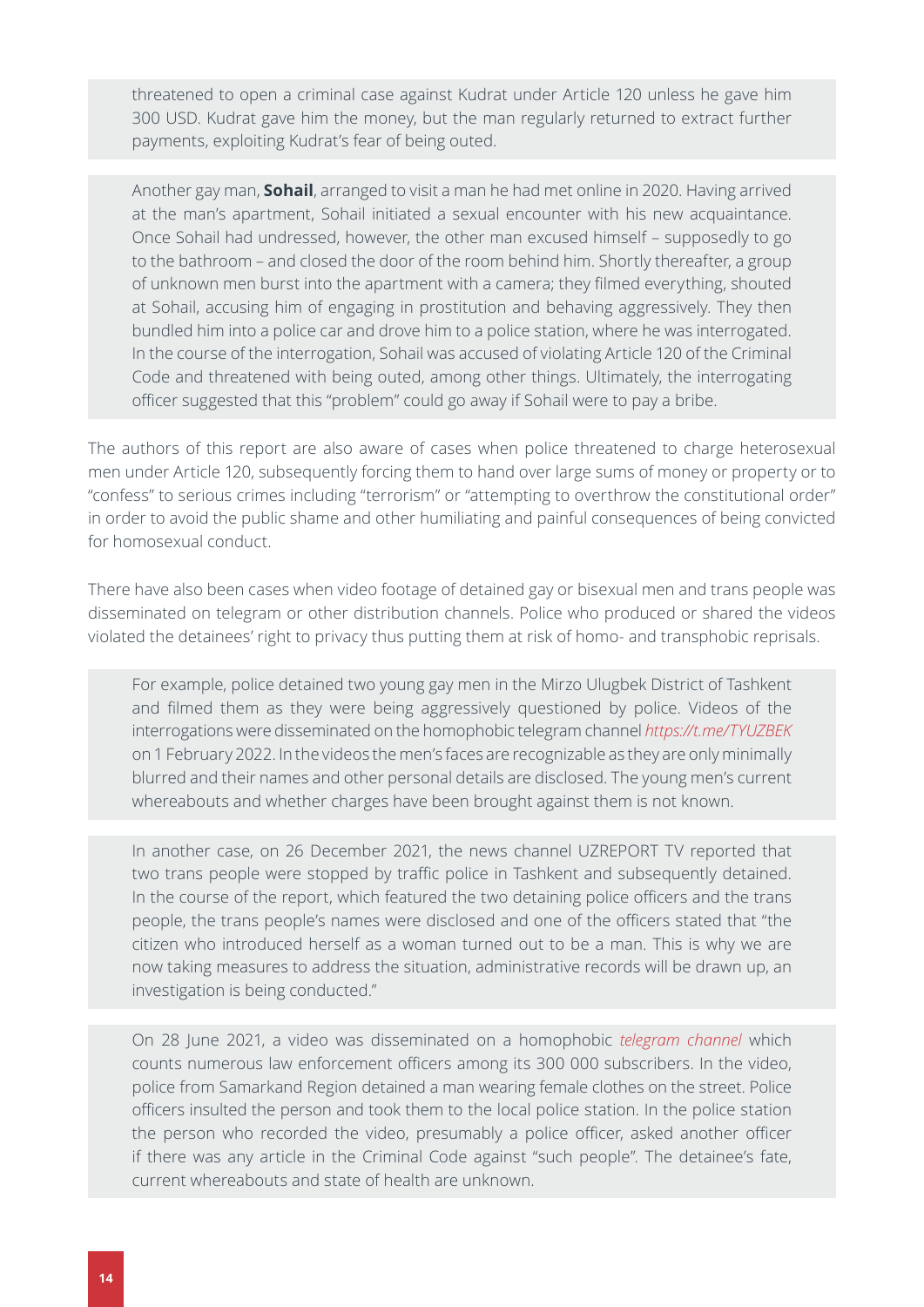threatened to open a criminal case against Kudrat under Article 120 unless he gave him 300 USD. Kudrat gave him the money, but the man regularly returned to extract further payments, exploiting Kudrat's fear of being outed.

Another gay man, **Sohail**, arranged to visit a man he had met online in 2020. Having arrived at the man's apartment, Sohail initiated a sexual encounter with his new acquaintance. Once Sohail had undressed, however, the other man excused himself – supposedly to go to the bathroom – and closed the door of the room behind him. Shortly thereafter, a group of unknown men burst into the apartment with a camera; they filmed everything, shouted at Sohail, accusing him of engaging in prostitution and behaving aggressively. They then bundled him into a police car and drove him to a police station, where he was interrogated. In the course of the interrogation, Sohail was accused of violating Article 120 of the Criminal Code and threatened with being outed, among other things. Ultimately, the interrogating officer suggested that this "problem" could go away if Sohail were to pay a bribe.

The authors of this report are also aware of cases when police threatened to charge heterosexual men under Article 120, subsequently forcing them to hand over large sums of money or property or to "confess" to serious crimes including "terrorism" or "attempting to overthrow the constitutional order" in order to avoid the public shame and other humiliating and painful consequences of being convicted for homosexual conduct.

There have also been cases when video footage of detained gay or bisexual men and trans people was disseminated on telegram or other distribution channels. Police who produced or shared the videos violated the detainees' right to privacy thus putting them at risk of homo- and transphobic reprisals.

For example, police detained two young gay men in the Mirzo Ulugbek District of Tashkent and filmed them as they were being aggressively questioned by police. Videos of the interrogations were disseminated on the homophobic telegram channel *https://t.me/TYUZBEK* on 1 February 2022. In the videos the men's faces are recognizable as they are only minimally blurred and their names and other personal details are disclosed. The young men's current whereabouts and whether charges have been brought against them is not known.

In another case, on 26 December 2021, the news channel UZREPORT TV reported that two trans people were stopped by traffic police in Tashkent and subsequently detained. In the course of the report, which featured the two detaining police officers and the trans people, the trans people's names were disclosed and one of the officers stated that "the citizen who introduced herself as a woman turned out to be a man. This is why we are now taking measures to address the situation, administrative records will be drawn up, an investigation is being conducted."

On 28 June 2021, a video was disseminated on a homophobic *telegram channel* which counts numerous law enforcement officers among its 300 000 subscribers. In the video, police from Samarkand Region detained a man wearing female clothes on the street. Police officers insulted the person and took them to the local police station. In the police station the person who recorded the video, presumably a police officer, asked another officer if there was any article in the Criminal Code against "such people". The detainee's fate, current whereabouts and state of health are unknown.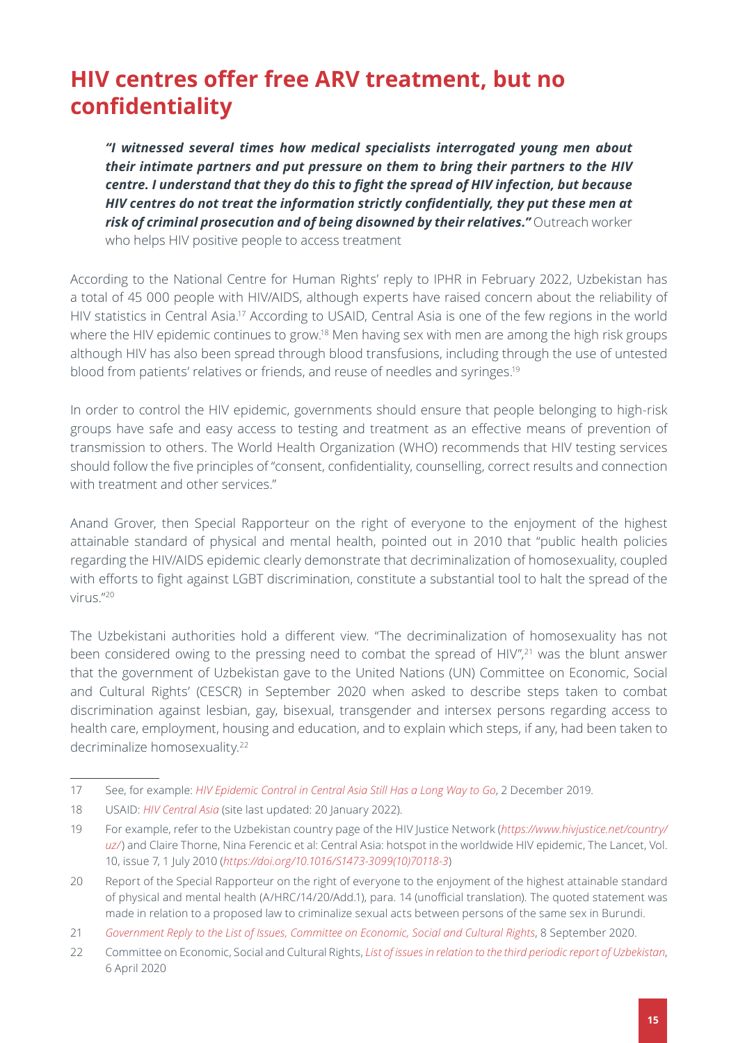## HIV centres offer free ARV treatment, but no confidentiality

> ***"I witnessed several times how medical specialists interrogated young men about their intimate partners and put pressure on them to bring their partners to the HIV centre. I understand that they do this to fight the spread of HIV infection, but because HIV centres do not treat the information strictly confidentially, they put these men at risk of criminal prosecution and of being disowned by their relatives."*** Outreach worker who helps HIV positive people to access treatment

According to the National Centre for Human Rights' reply to IPHR in February 2022, Uzbekistan has a total of 45 000 people with HIV/AIDS, although experts have raised concern about the reliability of HIV statistics in Central Asia.[17] According to USAID, Central Asia is one of the few regions in the world where the HIV epidemic continues to grow.[18] Men having sex with men are among the high risk groups although HIV has also been spread through blood transfusions, including through the use of untested blood from patients' relatives or friends, and reuse of needles and syringes.[19]

In order to control the HIV epidemic, governments should ensure that people belonging to high-risk groups have safe and easy access to testing and treatment as an effective means of prevention of transmission to others. The World Health Organization (WHO) recommends that HIV testing services should follow the five principles of "consent, confidentiality, counselling, correct results and connection with treatment and other services."

Anand Grover, then Special Rapporteur on the right of everyone to the enjoyment of the highest attainable standard of physical and mental health, pointed out in 2010 that "public health policies regarding the HIV/AIDS epidemic clearly demonstrate that decriminalization of homosexuality, coupled with efforts to fight against LGBT discrimination, constitute a substantial tool to halt the spread of the virus."[20]

The Uzbekistani authorities hold a different view. "The decriminalization of homosexuality has not been considered owing to the pressing need to combat the spread of HIV",[21] was the blunt answer that the government of Uzbekistan gave to the United Nations (UN) Committee on Economic, Social and Cultural Rights' (CESCR) in September 2020 when asked to describe steps taken to combat discrimination against lesbian, gay, bisexual, transgender and intersex persons regarding access to health care, employment, housing and education, and to explain which steps, if any, had been taken to decriminalize homosexuality.[22]

---

17 See, for example: *HIV Epidemic Control in Central Asia Still Has a Long Way to Go*, 2 December 2019.

18 USAID: *HIV Central Asia* (site last updated: 20 January 2022).

19 For example, refer to the Uzbekistan country page of the HIV Justice Network (*https://www.hivjustice.net/country/uz/*) and Claire Thorne, Nina Ferencic et al: Central Asia: hotspot in the worldwide HIV epidemic, The Lancet, Vol. 10, issue 7, 1 July 2010 (*https://doi.org/10.1016/S1473-3099(10)70118-3*)

20 Report of the Special Rapporteur on the right of everyone to the enjoyment of the highest attainable standard of physical and mental health (A/HRC/14/20/Add.1), para. 14 (unofficial translation). The quoted statement was made in relation to a proposed law to criminalize sexual acts between persons of the same sex in Burundi.

21 *Government Reply to the List of Issues, Committee on Economic, Social and Cultural Rights*, 8 September 2020.

22 Committee on Economic, Social and Cultural Rights, *List of issues in relation to the third periodic report of Uzbekistan*, 6 April 2020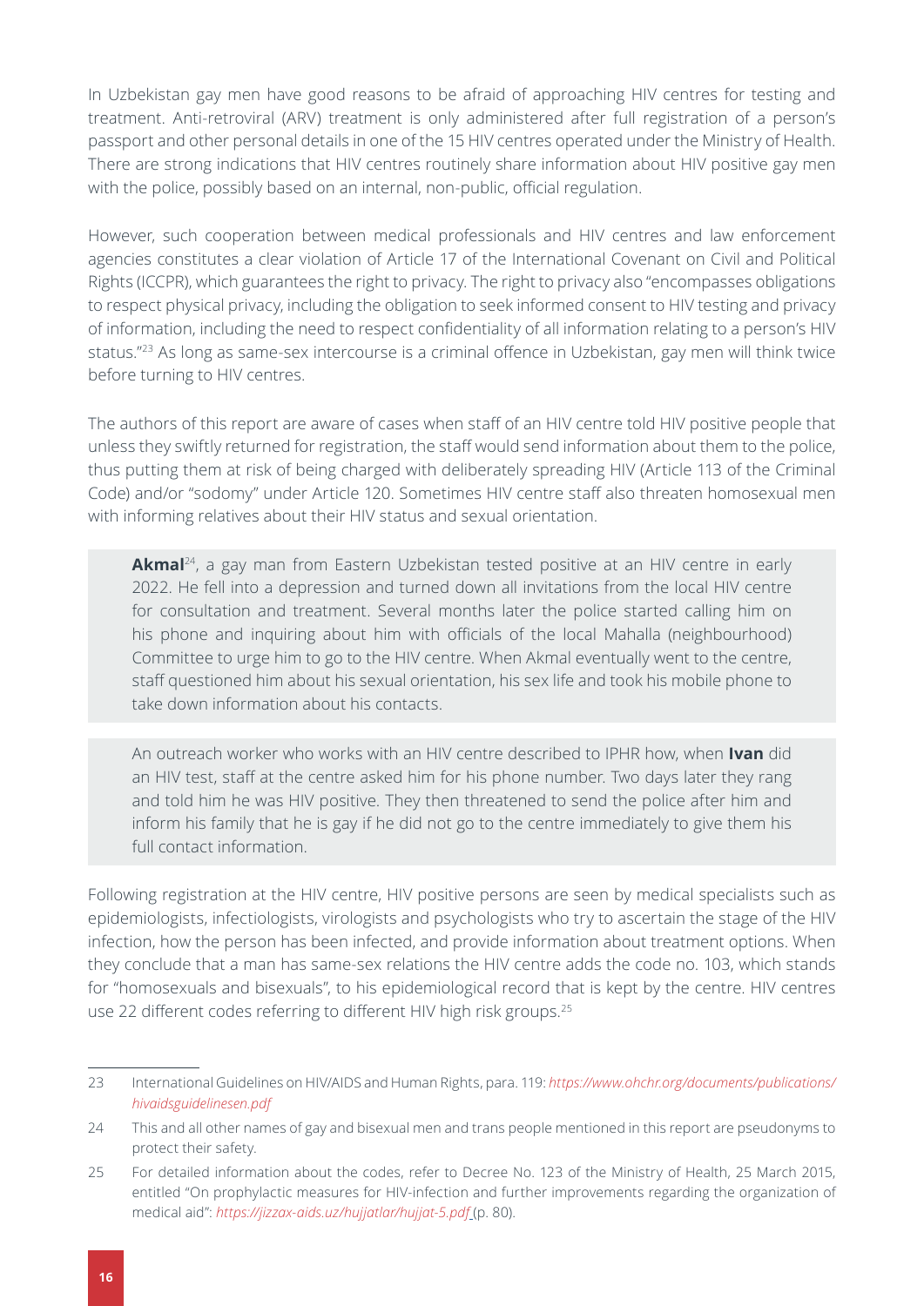In Uzbekistan gay men have good reasons to be afraid of approaching HIV centres for testing and treatment. Anti-retroviral (ARV) treatment is only administered after full registration of a person's passport and other personal details in one of the 15 HIV centres operated under the Ministry of Health. There are strong indications that HIV centres routinely share information about HIV positive gay men with the police, possibly based on an internal, non-public, official regulation.

However, such cooperation between medical professionals and HIV centres and law enforcement agencies constitutes a clear violation of Article 17 of the International Covenant on Civil and Political Rights (ICCPR), which guarantees the right to privacy. The right to privacy also "encompasses obligations to respect physical privacy, including the obligation to seek informed consent to HIV testing and privacy of information, including the need to respect confidentiality of all information relating to a person's HIV status."[23] As long as same-sex intercourse is a criminal offence in Uzbekistan, gay men will think twice before turning to HIV centres.

The authors of this report are aware of cases when staff of an HIV centre told HIV positive people that unless they swiftly returned for registration, the staff would send information about them to the police, thus putting them at risk of being charged with deliberately spreading HIV (Article 113 of the Criminal Code) and/or "sodomy" under Article 120. Sometimes HIV centre staff also threaten homosexual men with informing relatives about their HIV status and sexual orientation.

> **Akmal**[24], a gay man from Eastern Uzbekistan tested positive at an HIV centre in early 2022. He fell into a depression and turned down all invitations from the local HIV centre for consultation and treatment. Several months later the police started calling him on his phone and inquiring about him with officials of the local Mahalla (neighbourhood) Committee to urge him to go to the HIV centre. When Akmal eventually went to the centre, staff questioned him about his sexual orientation, his sex life and took his mobile phone to take down information about his contacts.

> An outreach worker who works with an HIV centre described to IPHR how, when **Ivan** did an HIV test, staff at the centre asked him for his phone number. Two days later they rang and told him he was HIV positive. They then threatened to send the police after him and inform his family that he is gay if he did not go to the centre immediately to give them his full contact information.

Following registration at the HIV centre, HIV positive persons are seen by medical specialists such as epidemiologists, infectiologists, virologists and psychologists who try to ascertain the stage of the HIV infection, how the person has been infected, and provide information about treatment options. When they conclude that a man has same-sex relations the HIV centre adds the code no. 103, which stands for "homosexuals and bisexuals", to his epidemiological record that is kept by the centre. HIV centres use 22 different codes referring to different HIV high risk groups.[25]

---

23 International Guidelines on HIV/AIDS and Human Rights, para. 119: *https://www.ohchr.org/documents/publications/hivaidsguidelinesen.pdf*

24 This and all other names of gay and bisexual men and trans people mentioned in this report are pseudonyms to protect their safety.

25 For detailed information about the codes, refer to Decree No. 123 of the Ministry of Health, 25 March 2015, entitled "On prophylactic measures for HIV-infection and further improvements regarding the organization of medical aid": *https://jizzax-aids.uz/hujjatlar/hujjat-5.pdf* (p. 80).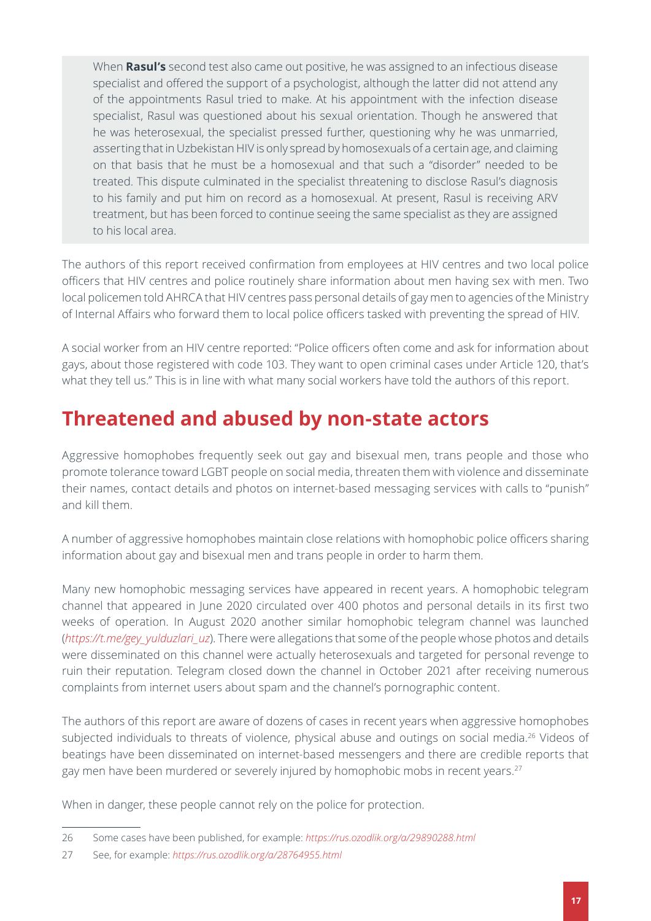> When **Rasul's** second test also came out positive, he was assigned to an infectious disease specialist and offered the support of a psychologist, although the latter did not attend any of the appointments Rasul tried to make. At his appointment with the infection disease specialist, Rasul was questioned about his sexual orientation. Though he answered that he was heterosexual, the specialist pressed further, questioning why he was unmarried, asserting that in Uzbekistan HIV is only spread by homosexuals of a certain age, and claiming on that basis that he must be a homosexual and that such a "disorder" needed to be treated. This dispute culminated in the specialist threatening to disclose Rasul's diagnosis to his family and put him on record as a homosexual. At present, Rasul is receiving ARV treatment, but has been forced to continue seeing the same specialist as they are assigned to his local area.

The authors of this report received confirmation from employees at HIV centres and two local police officers that HIV centres and police routinely share information about men having sex with men. Two local policemen told AHRCA that HIV centres pass personal details of gay men to agencies of the Ministry of Internal Affairs who forward them to local police officers tasked with preventing the spread of HIV.

A social worker from an HIV centre reported: "Police officers often come and ask for information about gays, about those registered with code 103. They want to open criminal cases under Article 120, that's what they tell us." This is in line with what many social workers have told the authors of this report.

## Threatened and abused by non-state actors

Aggressive homophobes frequently seek out gay and bisexual men, trans people and those who promote tolerance toward LGBT people on social media, threaten them with violence and disseminate their names, contact details and photos on internet-based messaging services with calls to "punish" and kill them.

A number of aggressive homophobes maintain close relations with homophobic police officers sharing information about gay and bisexual men and trans people in order to harm them.

Many new homophobic messaging services have appeared in recent years. A homophobic telegram channel that appeared in June 2020 circulated over 400 photos and personal details in its first two weeks of operation. In August 2020 another similar homophobic telegram channel was launched (*https://t.me/gey_yulduzlari_uz*). There were allegations that some of the people whose photos and details were disseminated on this channel were actually heterosexuals and targeted for personal revenge to ruin their reputation. Telegram closed down the channel in October 2021 after receiving numerous complaints from internet users about spam and the channel's pornographic content.

The authors of this report are aware of dozens of cases in recent years when aggressive homophobes subjected individuals to threats of violence, physical abuse and outings on social media.[26] Videos of beatings have been disseminated on internet-based messengers and there are credible reports that gay men have been murdered or severely injured by homophobic mobs in recent years.[27]

When in danger, these people cannot rely on the police for protection.

---

26 Some cases have been published, for example: *https://rus.ozodlik.org/a/29890288.html*

27 See, for example: *https://rus.ozodlik.org/a/28764955.html*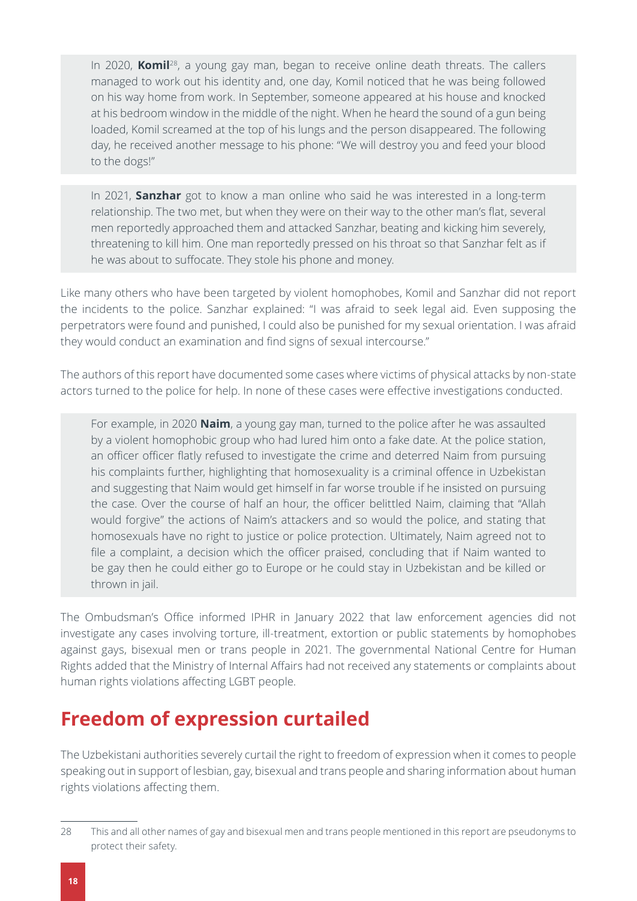In 2020, **Komil**[28], a young gay man, began to receive online death threats. The callers managed to work out his identity and, one day, Komil noticed that he was being followed on his way home from work. In September, someone appeared at his house and knocked at his bedroom window in the middle of the night. When he heard the sound of a gun being loaded, Komil screamed at the top of his lungs and the person disappeared. The following day, he received another message to his phone: "We will destroy you and feed your blood to the dogs!"

In 2021, **Sanzhar** got to know a man online who said he was interested in a long-term relationship. The two met, but when they were on their way to the other man's flat, several men reportedly approached them and attacked Sanzhar, beating and kicking him severely, threatening to kill him. One man reportedly pressed on his throat so that Sanzhar felt as if he was about to suffocate. They stole his phone and money.

Like many others who have been targeted by violent homophobes, Komil and Sanzhar did not report the incidents to the police. Sanzhar explained: "I was afraid to seek legal aid. Even supposing the perpetrators were found and punished, I could also be punished for my sexual orientation. I was afraid they would conduct an examination and find signs of sexual intercourse."

The authors of this report have documented some cases where victims of physical attacks by non-state actors turned to the police for help. In none of these cases were effective investigations conducted.

For example, in 2020 **Naim**, a young gay man, turned to the police after he was assaulted by a violent homophobic group who had lured him onto a fake date. At the police station, an officer officer flatly refused to investigate the crime and deterred Naim from pursuing his complaints further, highlighting that homosexuality is a criminal offence in Uzbekistan and suggesting that Naim would get himself in far worse trouble if he insisted on pursuing the case. Over the course of half an hour, the officer belittled Naim, claiming that "Allah would forgive" the actions of Naim's attackers and so would the police, and stating that homosexuals have no right to justice or police protection. Ultimately, Naim agreed not to file a complaint, a decision which the officer praised, concluding that if Naim wanted to be gay then he could either go to Europe or he could stay in Uzbekistan and be killed or thrown in jail.

The Ombudsman's Office informed IPHR in January 2022 that law enforcement agencies did not investigate any cases involving torture, ill-treatment, extortion or public statements by homophobes against gays, bisexual men or trans people in 2021. The governmental National Centre for Human Rights added that the Ministry of Internal Affairs had not received any statements or complaints about human rights violations affecting LGBT people.

## Freedom of expression curtailed

The Uzbekistani authorities severely curtail the right to freedom of expression when it comes to people speaking out in support of lesbian, gay, bisexual and trans people and sharing information about human rights violations affecting them.

---

28 This and all other names of gay and bisexual men and trans people mentioned in this report are pseudonyms to protect their safety.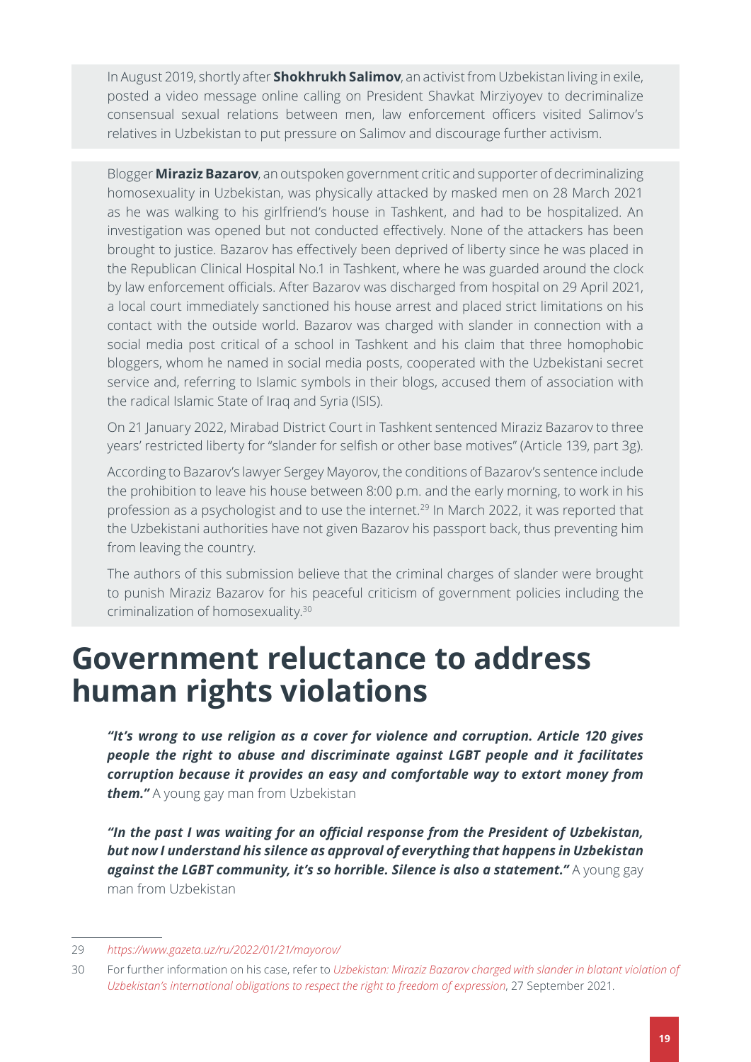In August 2019, shortly after **Shokhrukh Salimov**, an activist from Uzbekistan living in exile, posted a video message online calling on President Shavkat Mirziyoyev to decriminalize consensual sexual relations between men, law enforcement officers visited Salimov's relatives in Uzbekistan to put pressure on Salimov and discourage further activism.

Blogger **Miraziz Bazarov**, an outspoken government critic and supporter of decriminalizing homosexuality in Uzbekistan, was physically attacked by masked men on 28 March 2021 as he was walking to his girlfriend's house in Tashkent, and had to be hospitalized. An investigation was opened but not conducted effectively. None of the attackers has been brought to justice. Bazarov has effectively been deprived of liberty since he was placed in the Republican Clinical Hospital No.1 in Tashkent, where he was guarded around the clock by law enforcement officials. After Bazarov was discharged from hospital on 29 April 2021, a local court immediately sanctioned his house arrest and placed strict limitations on his contact with the outside world. Bazarov was charged with slander in connection with a social media post critical of a school in Tashkent and his claim that three homophobic bloggers, whom he named in social media posts, cooperated with the Uzbekistani secret service and, referring to Islamic symbols in their blogs, accused them of association with the radical Islamic State of Iraq and Syria (ISIS).

On 21 January 2022, Mirabad District Court in Tashkent sentenced Miraziz Bazarov to three years' restricted liberty for "slander for selfish or other base motives" (Article 139, part 3g).

According to Bazarov's lawyer Sergey Mayorov, the conditions of Bazarov's sentence include the prohibition to leave his house between 8:00 p.m. and the early morning, to work in his profession as a psychologist and to use the internet.[29] In March 2022, it was reported that the Uzbekistani authorities have not given Bazarov his passport back, thus preventing him from leaving the country.

The authors of this submission believe that the criminal charges of slander were brought to punish Miraziz Bazarov for his peaceful criticism of government policies including the criminalization of homosexuality.[30]

# Government reluctance to address human rights violations

***"It's wrong to use religion as a cover for violence and corruption. Article 120 gives people the right to abuse and discriminate against LGBT people and it facilitates corruption because it provides an easy and comfortable way to extort money from them."*** A young gay man from Uzbekistan

***"In the past I was waiting for an official response from the President of Uzbekistan, but now I understand his silence as approval of everything that happens in Uzbekistan against the LGBT community, it's so horrible. Silence is also a statement."*** A young gay man from Uzbekistan

---

29 *https://www.gazeta.uz/ru/2022/01/21/mayorov/*

30 For further information on his case, refer to *Uzbekistan: Miraziz Bazarov charged with slander in blatant violation of Uzbekistan's international obligations to respect the right to freedom of expression*, 27 September 2021.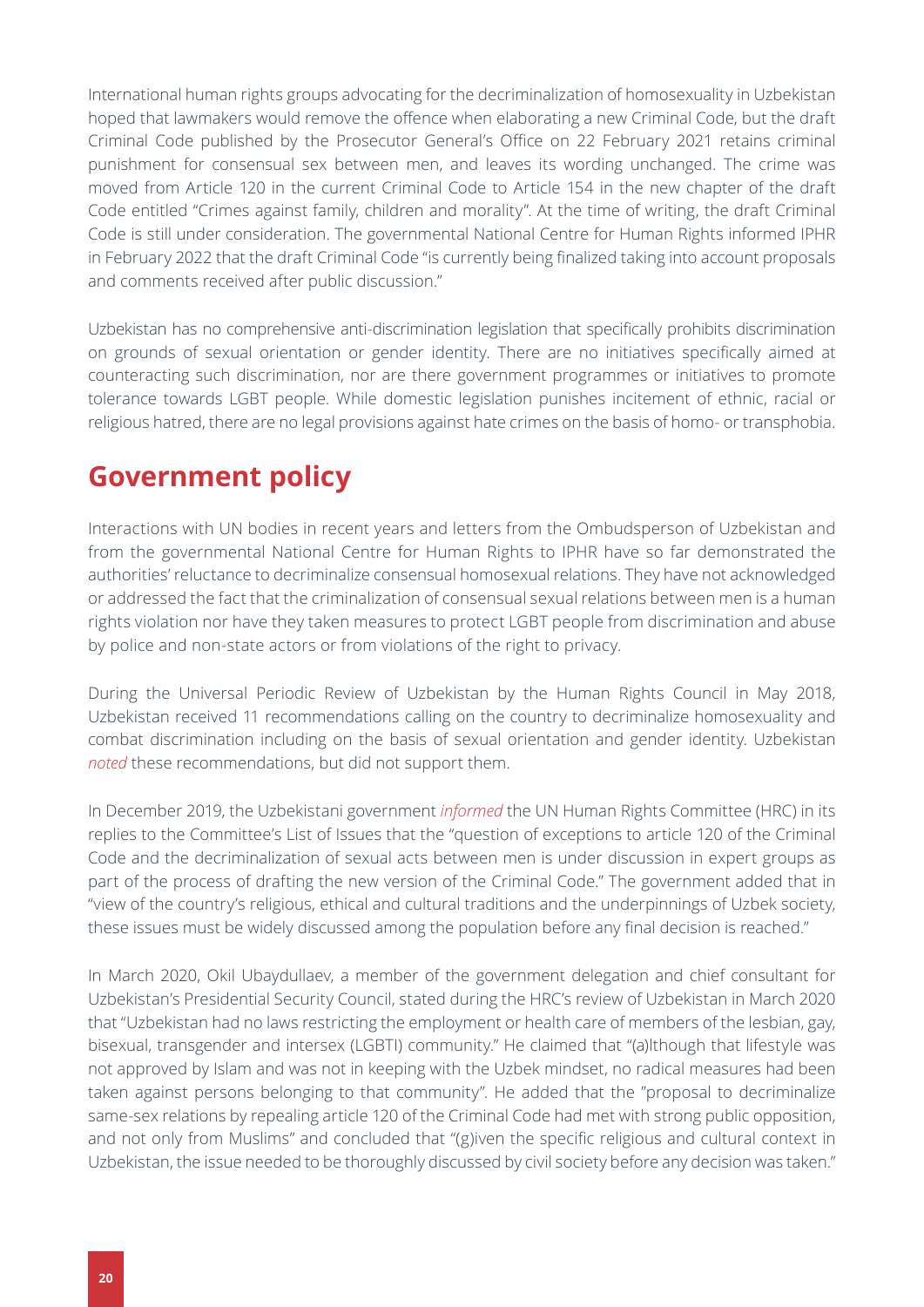International human rights groups advocating for the decriminalization of homosexuality in Uzbekistan hoped that lawmakers would remove the offence when elaborating a new Criminal Code, but the draft Criminal Code published by the Prosecutor General's Office on 22 February 2021 retains criminal punishment for consensual sex between men, and leaves its wording unchanged. The crime was moved from Article 120 in the current Criminal Code to Article 154 in the new chapter of the draft Code entitled "Crimes against family, children and morality". At the time of writing, the draft Criminal Code is still under consideration. The governmental National Centre for Human Rights informed IPHR in February 2022 that the draft Criminal Code "is currently being finalized taking into account proposals and comments received after public discussion."

Uzbekistan has no comprehensive anti-discrimination legislation that specifically prohibits discrimination on grounds of sexual orientation or gender identity. There are no initiatives specifically aimed at counteracting such discrimination, nor are there government programmes or initiatives to promote tolerance towards LGBT people. While domestic legislation punishes incitement of ethnic, racial or religious hatred, there are no legal provisions against hate crimes on the basis of homo- or transphobia.

## Government policy

Interactions with UN bodies in recent years and letters from the Ombudsperson of Uzbekistan and from the governmental National Centre for Human Rights to IPHR have so far demonstrated the authorities' reluctance to decriminalize consensual homosexual relations. They have not acknowledged or addressed the fact that the criminalization of consensual sexual relations between men is a human rights violation nor have they taken measures to protect LGBT people from discrimination and abuse by police and non-state actors or from violations of the right to privacy.

During the Universal Periodic Review of Uzbekistan by the Human Rights Council in May 2018, Uzbekistan received 11 recommendations calling on the country to decriminalize homosexuality and combat discrimination including on the basis of sexual orientation and gender identity. Uzbekistan *noted* these recommendations, but did not support them.

In December 2019, the Uzbekistani government *informed* the UN Human Rights Committee (HRC) in its replies to the Committee's List of Issues that the "question of exceptions to article 120 of the Criminal Code and the decriminalization of sexual acts between men is under discussion in expert groups as part of the process of drafting the new version of the Criminal Code." The government added that in "view of the country's religious, ethical and cultural traditions and the underpinnings of Uzbek society, these issues must be widely discussed among the population before any final decision is reached."

In March 2020, Okil Ubaydullaev, a member of the government delegation and chief consultant for Uzbekistan's Presidential Security Council, stated during the HRC's review of Uzbekistan in March 2020 that "Uzbekistan had no laws restricting the employment or health care of members of the lesbian, gay, bisexual, transgender and intersex (LGBTI) community." He claimed that "(a)lthough that lifestyle was not approved by Islam and was not in keeping with the Uzbek mindset, no radical measures had been taken against persons belonging to that community". He added that the "proposal to decriminalize same-sex relations by repealing article 120 of the Criminal Code had met with strong public opposition, and not only from Muslims" and concluded that "(g)iven the specific religious and cultural context in Uzbekistan, the issue needed to be thoroughly discussed by civil society before any decision was taken."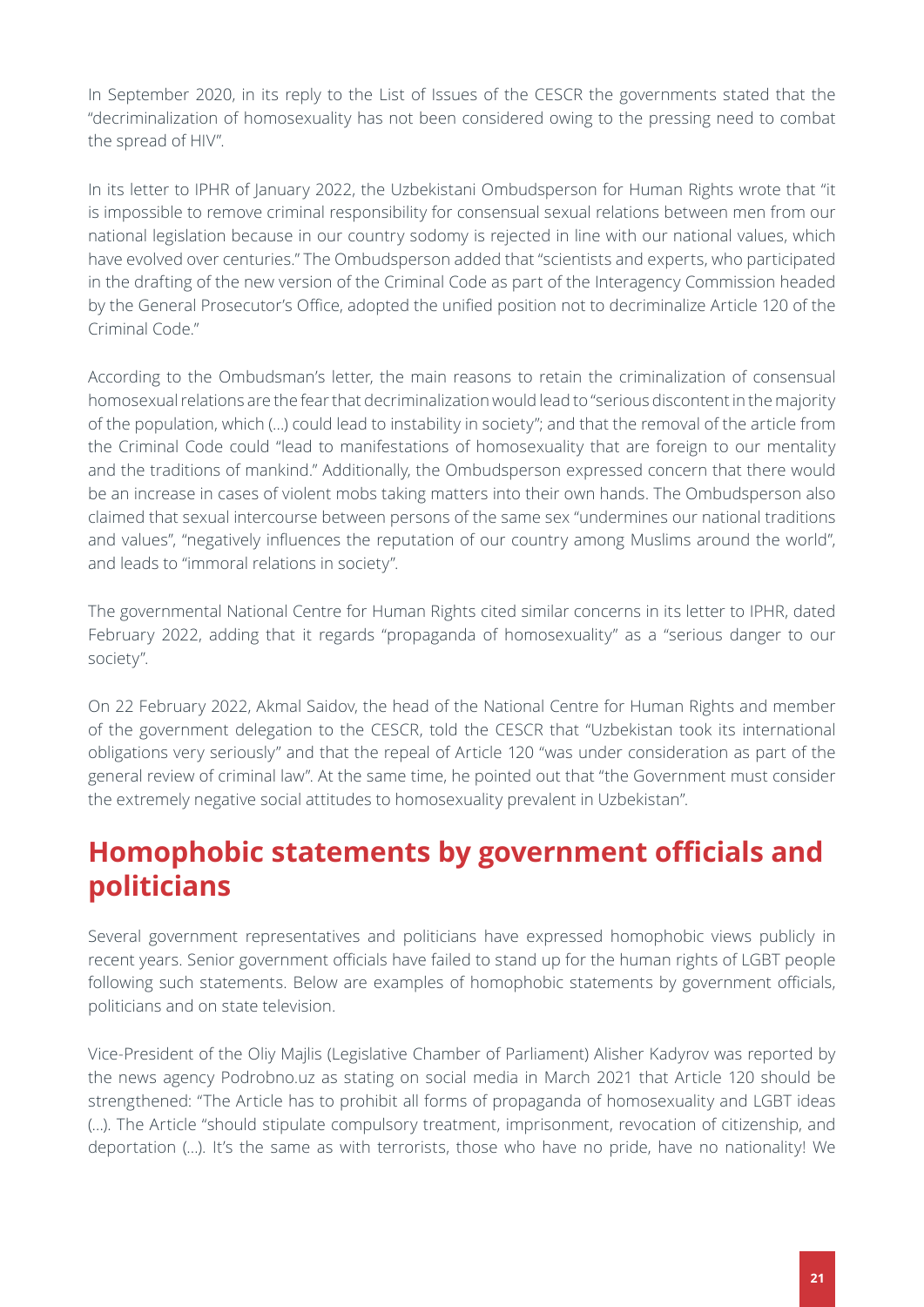In September 2020, in its reply to the List of Issues of the CESCR the governments stated that the "decriminalization of homosexuality has not been considered owing to the pressing need to combat the spread of HIV".

In its letter to IPHR of January 2022, the Uzbekistani Ombudsperson for Human Rights wrote that "it is impossible to remove criminal responsibility for consensual sexual relations between men from our national legislation because in our country sodomy is rejected in line with our national values, which have evolved over centuries." The Ombudsperson added that "scientists and experts, who participated in the drafting of the new version of the Criminal Code as part of the Interagency Commission headed by the General Prosecutor's Office, adopted the unified position not to decriminalize Article 120 of the Criminal Code."

According to the Ombudsman's letter, the main reasons to retain the criminalization of consensual homosexual relations are the fear that decriminalization would lead to "serious discontent in the majority of the population, which (…) could lead to instability in society"; and that the removal of the article from the Criminal Code could "lead to manifestations of homosexuality that are foreign to our mentality and the traditions of mankind." Additionally, the Ombudsperson expressed concern that there would be an increase in cases of violent mobs taking matters into their own hands. The Ombudsperson also claimed that sexual intercourse between persons of the same sex "undermines our national traditions and values", "negatively influences the reputation of our country among Muslims around the world", and leads to "immoral relations in society".

The governmental National Centre for Human Rights cited similar concerns in its letter to IPHR, dated February 2022, adding that it regards "propaganda of homosexuality" as a "serious danger to our society".

On 22 February 2022, Akmal Saidov, the head of the National Centre for Human Rights and member of the government delegation to the CESCR, told the CESCR that "Uzbekistan took its international obligations very seriously" and that the repeal of Article 120 "was under consideration as part of the general review of criminal law". At the same time, he pointed out that "the Government must consider the extremely negative social attitudes to homosexuality prevalent in Uzbekistan".

## Homophobic statements by government officials and politicians

Several government representatives and politicians have expressed homophobic views publicly in recent years. Senior government officials have failed to stand up for the human rights of LGBT people following such statements. Below are examples of homophobic statements by government officials, politicians and on state television.

Vice-President of the Oliy Majlis (Legislative Chamber of Parliament) Alisher Kadyrov was reported by the news agency Podrobno.uz as stating on social media in March 2021 that Article 120 should be strengthened: "The Article has to prohibit all forms of propaganda of homosexuality and LGBT ideas (…). The Article "should stipulate compulsory treatment, imprisonment, revocation of citizenship, and deportation (…). It's the same as with terrorists, those who have no pride, have no nationality! We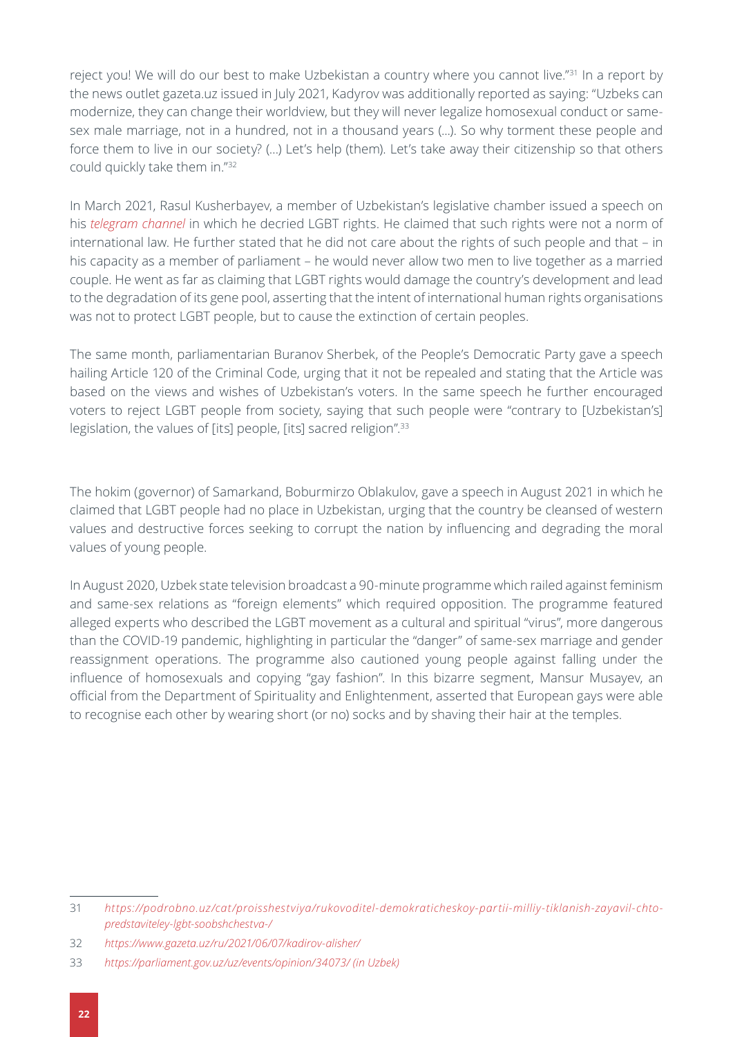reject you! We will do our best to make Uzbekistan a country where you cannot live."[31] In a report by the news outlet gazeta.uz issued in July 2021, Kadyrov was additionally reported as saying: "Uzbeks can modernize, they can change their worldview, but they will never legalize homosexual conduct or same-sex male marriage, not in a hundred, not in a thousand years (…). So why torment these people and force them to live in our society? (…) Let's help (them). Let's take away their citizenship so that others could quickly take them in."[32]

In March 2021, Rasul Kusherbayev, a member of Uzbekistan's legislative chamber issued a speech on his *telegram channel* in which he decried LGBT rights. He claimed that such rights were not a norm of international law. He further stated that he did not care about the rights of such people and that – in his capacity as a member of parliament – he would never allow two men to live together as a married couple. He went as far as claiming that LGBT rights would damage the country's development and lead to the degradation of its gene pool, asserting that the intent of international human rights organisations was not to protect LGBT people, but to cause the extinction of certain peoples.

The same month, parliamentarian Buranov Sherbek, of the People's Democratic Party gave a speech hailing Article 120 of the Criminal Code, urging that it not be repealed and stating that the Article was based on the views and wishes of Uzbekistan's voters. In the same speech he further encouraged voters to reject LGBT people from society, saying that such people were "contrary to [Uzbekistan's] legislation, the values of [its] people, [its] sacred religion".[33]

The hokim (governor) of Samarkand, Boburmirzo Oblakulov, gave a speech in August 2021 in which he claimed that LGBT people had no place in Uzbekistan, urging that the country be cleansed of western values and destructive forces seeking to corrupt the nation by influencing and degrading the moral values of young people.

In August 2020, Uzbek state television broadcast a 90-minute programme which railed against feminism and same-sex relations as "foreign elements" which required opposition. The programme featured alleged experts who described the LGBT movement as a cultural and spiritual "virus", more dangerous than the COVID-19 pandemic, highlighting in particular the "danger" of same-sex marriage and gender reassignment operations. The programme also cautioned young people against falling under the influence of homosexuals and copying "gay fashion". In this bizarre segment, Mansur Musayev, an official from the Department of Spirituality and Enlightenment, asserted that European gays were able to recognise each other by wearing short (or no) socks and by shaving their hair at the temples.

---

31 *https://podrobno.uz/cat/proisshestviya/rukovoditel-demokraticheskoy-partii-milliy-tiklanish-zayavil-chto-predstaviteley-lgbt-soobshchestva-/*

32 *https://www.gazeta.uz/ru/2021/06/07/kadirov-alisher/*

33 *https://parliament.gov.uz/uz/events/opinion/34073/ (in Uzbek)*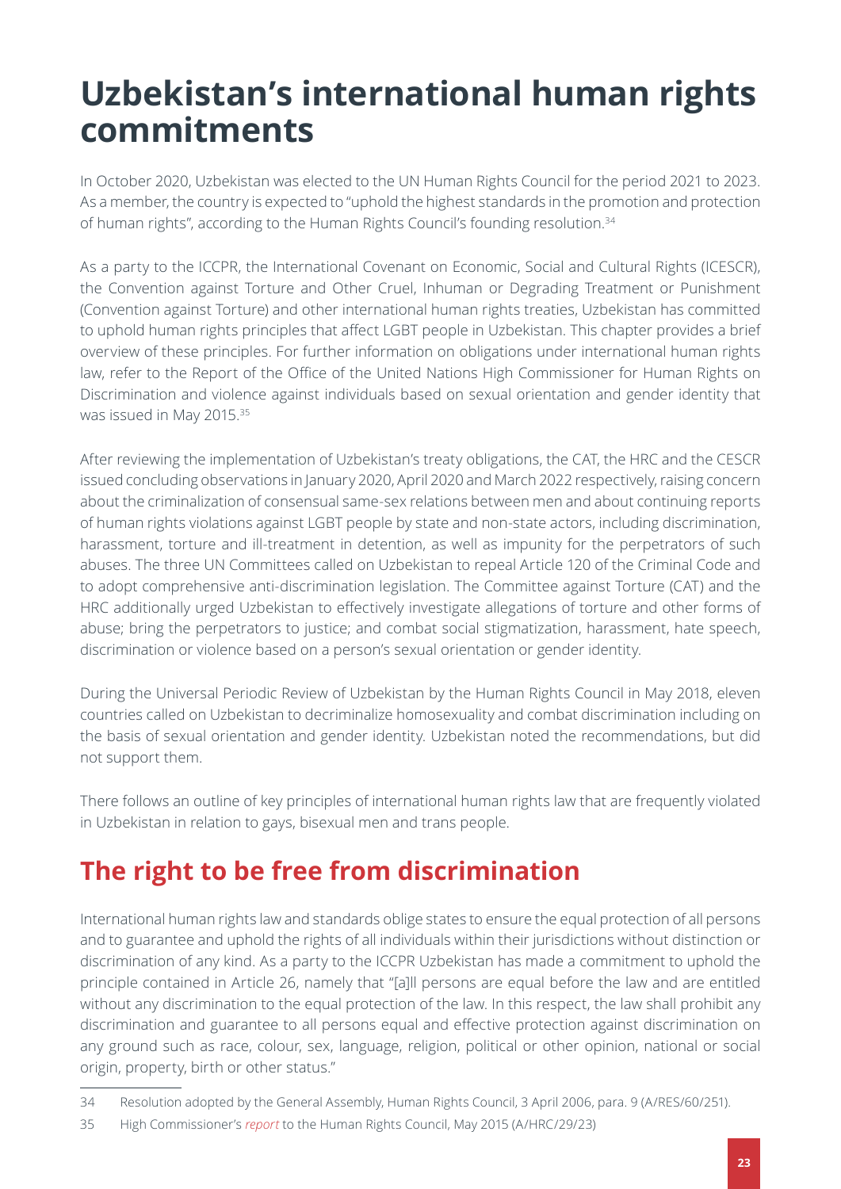# Uzbekistan's international human rights commitments

In October 2020, Uzbekistan was elected to the UN Human Rights Council for the period 2021 to 2023. As a member, the country is expected to "uphold the highest standards in the promotion and protection of human rights", according to the Human Rights Council's founding resolution.[34]

As a party to the ICCPR, the International Covenant on Economic, Social and Cultural Rights (ICESCR), the Convention against Torture and Other Cruel, Inhuman or Degrading Treatment or Punishment (Convention against Torture) and other international human rights treaties, Uzbekistan has committed to uphold human rights principles that affect LGBT people in Uzbekistan. This chapter provides a brief overview of these principles. For further information on obligations under international human rights law, refer to the Report of the Office of the United Nations High Commissioner for Human Rights on Discrimination and violence against individuals based on sexual orientation and gender identity that was issued in May 2015.[35]

After reviewing the implementation of Uzbekistan's treaty obligations, the CAT, the HRC and the CESCR issued concluding observations in January 2020, April 2020 and March 2022 respectively, raising concern about the criminalization of consensual same-sex relations between men and about continuing reports of human rights violations against LGBT people by state and non-state actors, including discrimination, harassment, torture and ill-treatment in detention, as well as impunity for the perpetrators of such abuses. The three UN Committees called on Uzbekistan to repeal Article 120 of the Criminal Code and to adopt comprehensive anti-discrimination legislation. The Committee against Torture (CAT) and the HRC additionally urged Uzbekistan to effectively investigate allegations of torture and other forms of abuse; bring the perpetrators to justice; and combat social stigmatization, harassment, hate speech, discrimination or violence based on a person's sexual orientation or gender identity.

During the Universal Periodic Review of Uzbekistan by the Human Rights Council in May 2018, eleven countries called on Uzbekistan to decriminalize homosexuality and combat discrimination including on the basis of sexual orientation and gender identity. Uzbekistan noted the recommendations, but did not support them.

There follows an outline of key principles of international human rights law that are frequently violated in Uzbekistan in relation to gays, bisexual men and trans people.

## The right to be free from discrimination

International human rights law and standards oblige states to ensure the equal protection of all persons and to guarantee and uphold the rights of all individuals within their jurisdictions without distinction or discrimination of any kind. As a party to the ICCPR Uzbekistan has made a commitment to uphold the principle contained in Article 26, namely that "[a]ll persons are equal before the law and are entitled without any discrimination to the equal protection of the law. In this respect, the law shall prohibit any discrimination and guarantee to all persons equal and effective protection against discrimination on any ground such as race, colour, sex, language, religion, political or other opinion, national or social origin, property, birth or other status."

---

34 Resolution adopted by the General Assembly, Human Rights Council, 3 April 2006, para. 9 (A/RES/60/251).

35 High Commissioner's *report* to the Human Rights Council, May 2015 (A/HRC/29/23)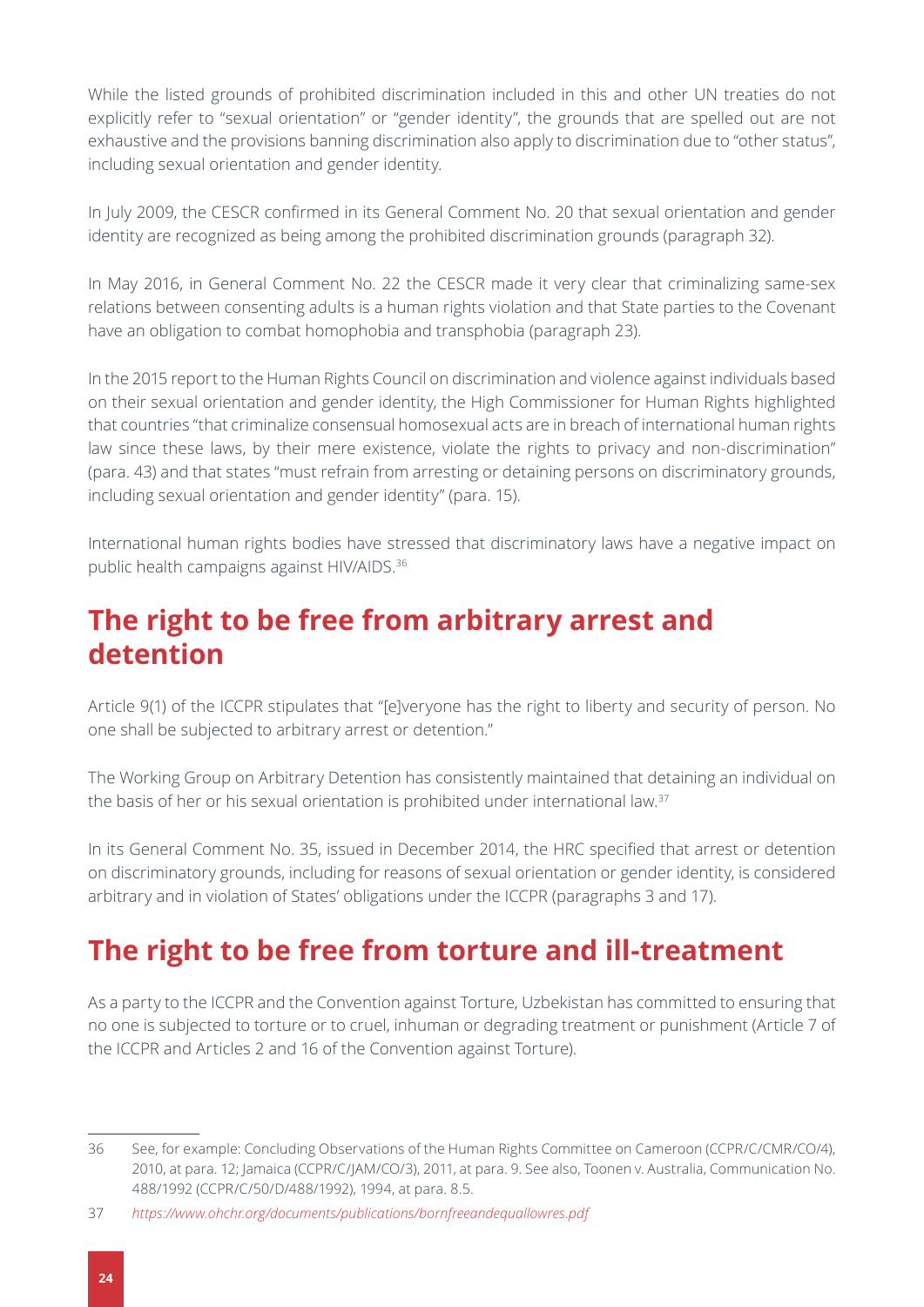While the listed grounds of prohibited discrimination included in this and other UN treaties do not explicitly refer to "sexual orientation" or "gender identity", the grounds that are spelled out are not exhaustive and the provisions banning discrimination also apply to discrimination due to "other status", including sexual orientation and gender identity.

In July 2009, the CESCR confirmed in its General Comment No. 20 that sexual orientation and gender identity are recognized as being among the prohibited discrimination grounds (paragraph 32).

In May 2016, in General Comment No. 22 the CESCR made it very clear that criminalizing same-sex relations between consenting adults is a human rights violation and that State parties to the Covenant have an obligation to combat homophobia and transphobia (paragraph 23).

In the 2015 report to the Human Rights Council on discrimination and violence against individuals based on their sexual orientation and gender identity, the High Commissioner for Human Rights highlighted that countries "that criminalize consensual homosexual acts are in breach of international human rights law since these laws, by their mere existence, violate the rights to privacy and non-discrimination" (para. 43) and that states "must refrain from arresting or detaining persons on discriminatory grounds, including sexual orientation and gender identity" (para. 15).

International human rights bodies have stressed that discriminatory laws have a negative impact on public health campaigns against HIV/AIDS.[36]

## The right to be free from arbitrary arrest and detention

Article 9(1) of the ICCPR stipulates that "[e]veryone has the right to liberty and security of person. No one shall be subjected to arbitrary arrest or detention."

The Working Group on Arbitrary Detention has consistently maintained that detaining an individual on the basis of her or his sexual orientation is prohibited under international law.[37]

In its General Comment No. 35, issued in December 2014, the HRC specified that arrest or detention on discriminatory grounds, including for reasons of sexual orientation or gender identity, is considered arbitrary and in violation of States' obligations under the ICCPR (paragraphs 3 and 17).

## The right to be free from torture and ill-treatment

As a party to the ICCPR and the Convention against Torture, Uzbekistan has committed to ensuring that no one is subjected to torture or to cruel, inhuman or degrading treatment or punishment (Article 7 of the ICCPR and Articles 2 and 16 of the Convention against Torture).

---

36 See, for example: Concluding Observations of the Human Rights Committee on Cameroon (CCPR/C/CMR/CO/4), 2010, at para. 12; Jamaica (CCPR/C/JAM/CO/3), 2011, at para. 9. See also, Toonen v. Australia, Communication No. 488/1992 (CCPR/C/50/D/488/1992), 1994, at para. 8.5.

37 *https://www.ohchr.org/documents/publications/bornfreeandequallowres.pdf*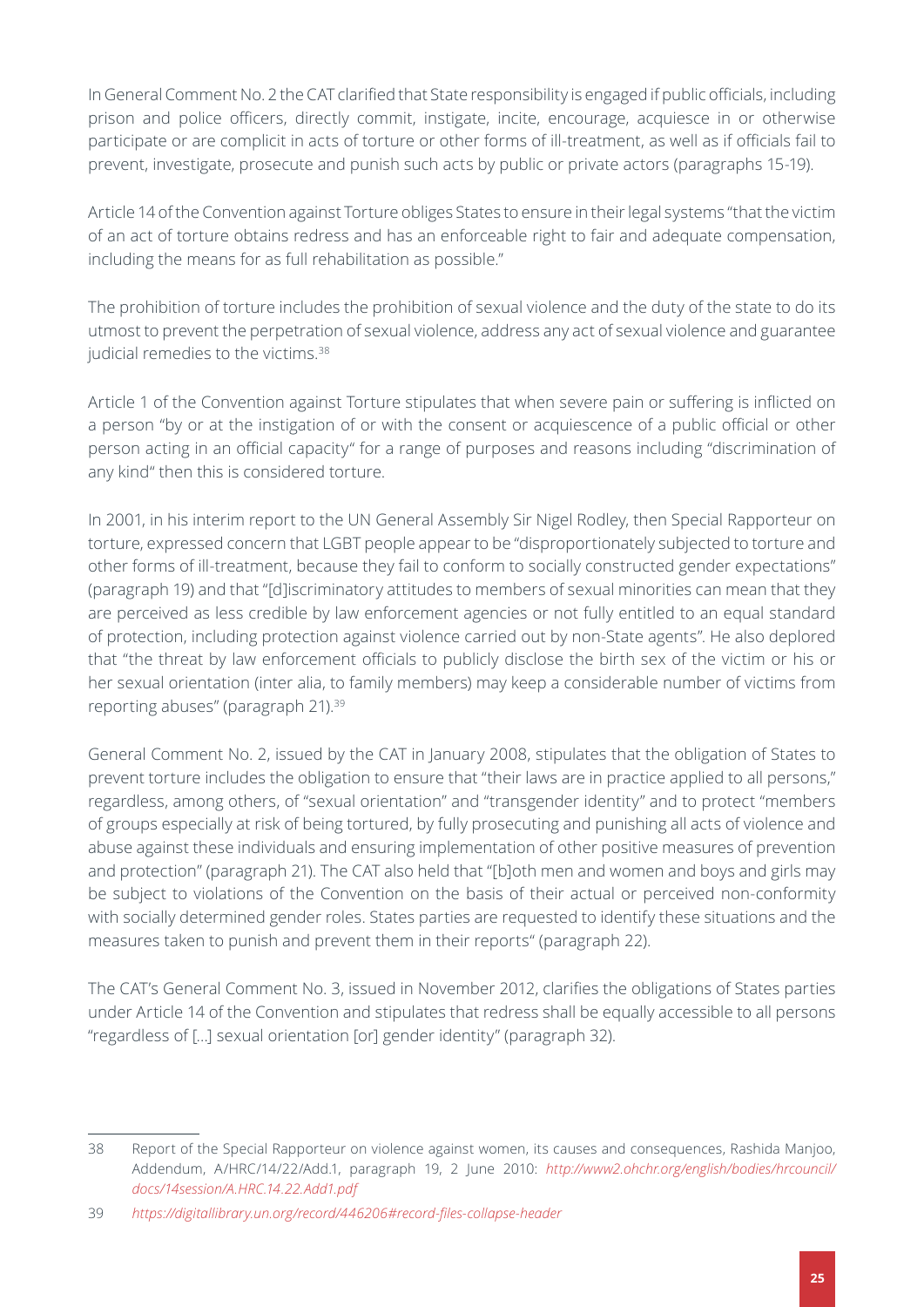In General Comment No. 2 the CAT clarified that State responsibility is engaged if public officials, including prison and police officers, directly commit, instigate, incite, encourage, acquiesce in or otherwise participate or are complicit in acts of torture or other forms of ill-treatment, as well as if officials fail to prevent, investigate, prosecute and punish such acts by public or private actors (paragraphs 15-19).

Article 14 of the Convention against Torture obliges States to ensure in their legal systems "that the victim of an act of torture obtains redress and has an enforceable right to fair and adequate compensation, including the means for as full rehabilitation as possible."

The prohibition of torture includes the prohibition of sexual violence and the duty of the state to do its utmost to prevent the perpetration of sexual violence, address any act of sexual violence and guarantee judicial remedies to the victims.[38]

Article 1 of the Convention against Torture stipulates that when severe pain or suffering is inflicted on a person "by or at the instigation of or with the consent or acquiescence of a public official or other person acting in an official capacity" for a range of purposes and reasons including "discrimination of any kind" then this is considered torture.

In 2001, in his interim report to the UN General Assembly Sir Nigel Rodley, then Special Rapporteur on torture, expressed concern that LGBT people appear to be "disproportionately subjected to torture and other forms of ill-treatment, because they fail to conform to socially constructed gender expectations" (paragraph 19) and that "[d]iscriminatory attitudes to members of sexual minorities can mean that they are perceived as less credible by law enforcement agencies or not fully entitled to an equal standard of protection, including protection against violence carried out by non-State agents". He also deplored that "the threat by law enforcement officials to publicly disclose the birth sex of the victim or his or her sexual orientation (inter alia, to family members) may keep a considerable number of victims from reporting abuses" (paragraph 21).[39]

General Comment No. 2, issued by the CAT in January 2008, stipulates that the obligation of States to prevent torture includes the obligation to ensure that "their laws are in practice applied to all persons," regardless, among others, of "sexual orientation" and "transgender identity" and to protect "members of groups especially at risk of being tortured, by fully prosecuting and punishing all acts of violence and abuse against these individuals and ensuring implementation of other positive measures of prevention and protection" (paragraph 21). The CAT also held that "[b]oth men and women and boys and girls may be subject to violations of the Convention on the basis of their actual or perceived non-conformity with socially determined gender roles. States parties are requested to identify these situations and the measures taken to punish and prevent them in their reports" (paragraph 22).

The CAT's General Comment No. 3, issued in November 2012, clarifies the obligations of States parties under Article 14 of the Convention and stipulates that redress shall be equally accessible to all persons "regardless of [...] sexual orientation [or] gender identity" (paragraph 32).

---

38 Report of the Special Rapporteur on violence against women, its causes and consequences, Rashida Manjoo, Addendum, A/HRC/14/22/Add.1, paragraph 19, 2 June 2010: *http://www2.ohchr.org/english/bodies/hrcouncil/docs/14session/A.HRC.14.22.Add1.pdf*

39 *https://digitallibrary.un.org/record/446206#record-files-collapse-header*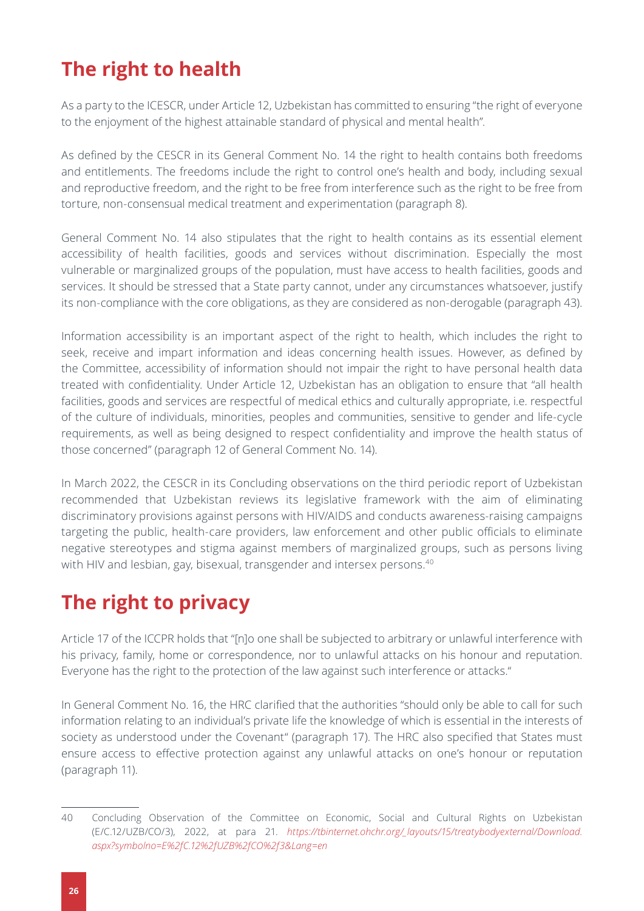## The right to health

As a party to the ICESCR, under Article 12, Uzbekistan has committed to ensuring "the right of everyone to the enjoyment of the highest attainable standard of physical and mental health".

As defined by the CESCR in its General Comment No. 14 the right to health contains both freedoms and entitlements. The freedoms include the right to control one's health and body, including sexual and reproductive freedom, and the right to be free from interference such as the right to be free from torture, non-consensual medical treatment and experimentation (paragraph 8).

General Comment No. 14 also stipulates that the right to health contains as its essential element accessibility of health facilities, goods and services without discrimination. Especially the most vulnerable or marginalized groups of the population, must have access to health facilities, goods and services. It should be stressed that a State party cannot, under any circumstances whatsoever, justify its non-compliance with the core obligations, as they are considered as non-derogable (paragraph 43).

Information accessibility is an important aspect of the right to health, which includes the right to seek, receive and impart information and ideas concerning health issues. However, as defined by the Committee, accessibility of information should not impair the right to have personal health data treated with confidentiality. Under Article 12, Uzbekistan has an obligation to ensure that "all health facilities, goods and services are respectful of medical ethics and culturally appropriate, i.e. respectful of the culture of individuals, minorities, peoples and communities, sensitive to gender and life-cycle requirements, as well as being designed to respect confidentiality and improve the health status of those concerned" (paragraph 12 of General Comment No. 14).

In March 2022, the CESCR in its Concluding observations on the third periodic report of Uzbekistan recommended that Uzbekistan reviews its legislative framework with the aim of eliminating discriminatory provisions against persons with HIV/AIDS and conducts awareness-raising campaigns targeting the public, health-care providers, law enforcement and other public officials to eliminate negative stereotypes and stigma against members of marginalized groups, such as persons living with HIV and lesbian, gay, bisexual, transgender and intersex persons.[40]

## The right to privacy

Article 17 of the ICCPR holds that "[n]o one shall be subjected to arbitrary or unlawful interference with his privacy, family, home or correspondence, nor to unlawful attacks on his honour and reputation. Everyone has the right to the protection of the law against such interference or attacks."

In General Comment No. 16, the HRC clarified that the authorities "should only be able to call for such information relating to an individual's private life the knowledge of which is essential in the interests of society as understood under the Covenant" (paragraph 17). The HRC also specified that States must ensure access to effective protection against any unlawful attacks on one's honour or reputation (paragraph 11).

---

40 Concluding Observation of the Committee on Economic, Social and Cultural Rights on Uzbekistan (E/C.12/UZB/CO/3), 2022, at para 21. *https://tbinternet.ohchr.org/_layouts/15/treatybodyexternal/Download.aspx?symbolno=E%2fC.12%2fUZB%2fCO%2f3&Lang=en*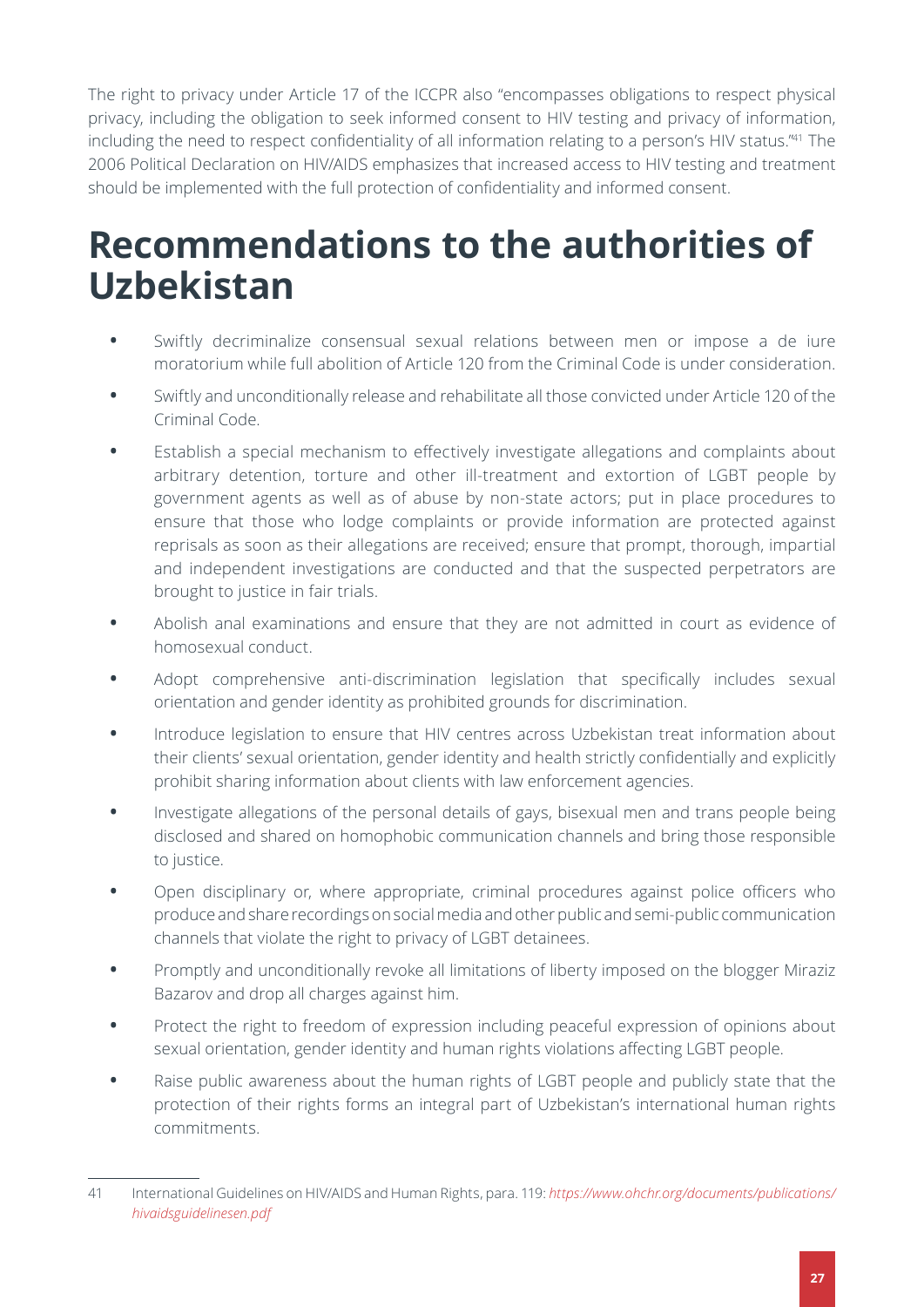The right to privacy under Article 17 of the ICCPR also "encompasses obligations to respect physical privacy, including the obligation to seek informed consent to HIV testing and privacy of information, including the need to respect confidentiality of all information relating to a person's HIV status."[41] The 2006 Political Declaration on HIV/AIDS emphasizes that increased access to HIV testing and treatment should be implemented with the full protection of confidentiality and informed consent.

# Recommendations to the authorities of Uzbekistan

- Swiftly decriminalize consensual sexual relations between men or impose a de iure moratorium while full abolition of Article 120 from the Criminal Code is under consideration.
- Swiftly and unconditionally release and rehabilitate all those convicted under Article 120 of the Criminal Code.
- Establish a special mechanism to effectively investigate allegations and complaints about arbitrary detention, torture and other ill-treatment and extortion of LGBT people by government agents as well as of abuse by non-state actors; put in place procedures to ensure that those who lodge complaints or provide information are protected against reprisals as soon as their allegations are received; ensure that prompt, thorough, impartial and independent investigations are conducted and that the suspected perpetrators are brought to justice in fair trials.
- Abolish anal examinations and ensure that they are not admitted in court as evidence of homosexual conduct.
- Adopt comprehensive anti-discrimination legislation that specifically includes sexual orientation and gender identity as prohibited grounds for discrimination.
- Introduce legislation to ensure that HIV centres across Uzbekistan treat information about their clients' sexual orientation, gender identity and health strictly confidentially and explicitly prohibit sharing information about clients with law enforcement agencies.
- Investigate allegations of the personal details of gays, bisexual men and trans people being disclosed and shared on homophobic communication channels and bring those responsible to justice.
- Open disciplinary or, where appropriate, criminal procedures against police officers who produce and share recordings on social media and other public and semi-public communication channels that violate the right to privacy of LGBT detainees.
- Promptly and unconditionally revoke all limitations of liberty imposed on the blogger Miraziz Bazarov and drop all charges against him.
- Protect the right to freedom of expression including peaceful expression of opinions about sexual orientation, gender identity and human rights violations affecting LGBT people.
- Raise public awareness about the human rights of LGBT people and publicly state that the protection of their rights forms an integral part of Uzbekistan's international human rights commitments.

---

41 International Guidelines on HIV/AIDS and Human Rights, para. 119: *https://www.ohchr.org/documents/publications/hivaidsguidelinesen.pdf*